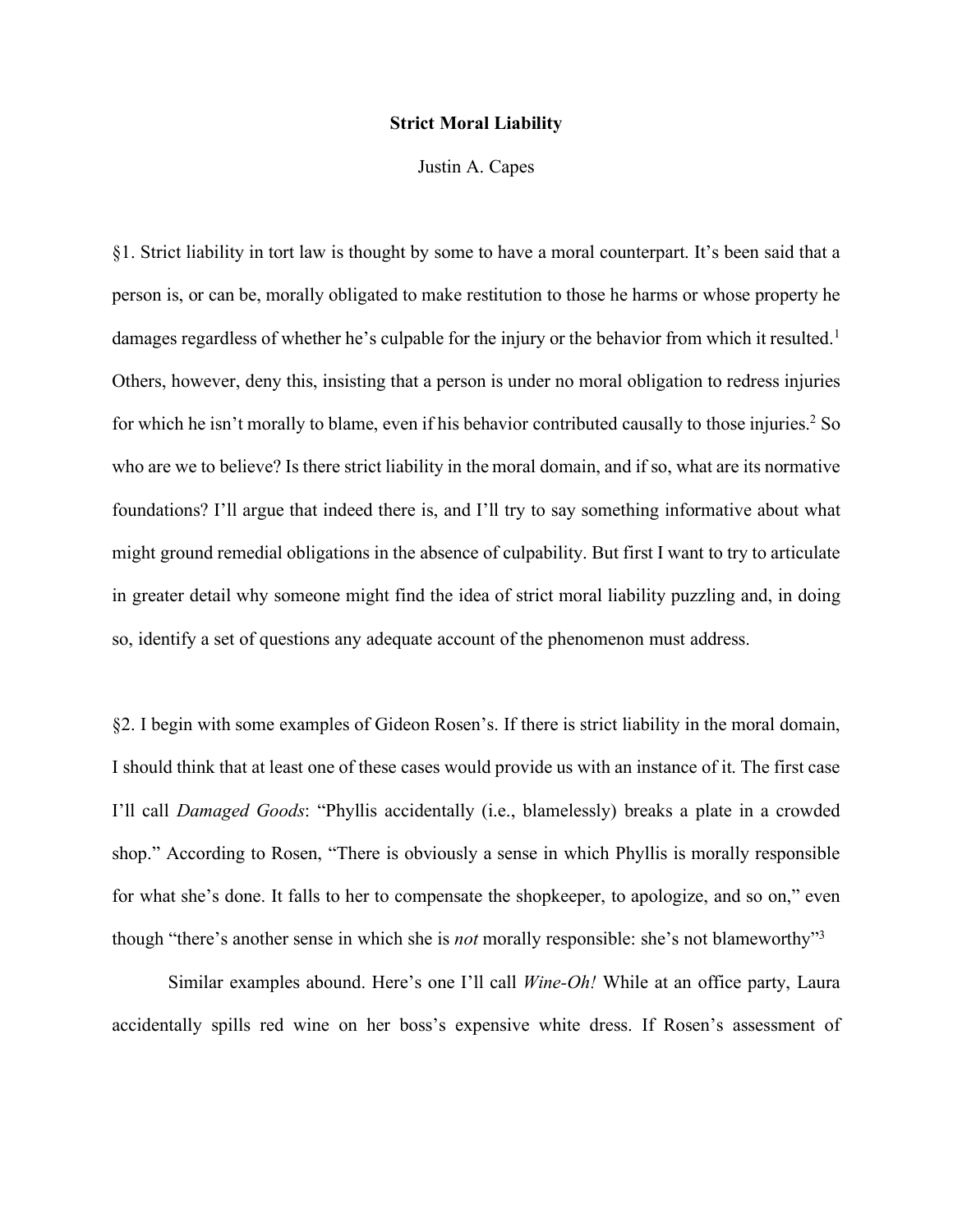# Strict Moral Liability

Justin A. Capes

§1. Strict liability in tort law is thought by some to have a moral counterpart. It's been said that a person is, or can be, morally obligated to make restitution to those he harms or whose property he damages regardless of whether he's culpable for the injury or the behavior from which it resulted.[1] Others, however, deny this, insisting that a person is under no moral obligation to redress injuries for which he isn't morally to blame, even if his behavior contributed causally to those injuries.[2] So who are we to believe? Is there strict liability in the moral domain, and if so, what are its normative foundations? I'll argue that indeed there is, and I'll try to say something informative about what might ground remedial obligations in the absence of culpability. But first I want to try to articulate in greater detail why someone might find the idea of strict moral liability puzzling and, in doing so, identify a set of questions any adequate account of the phenomenon must address.

§2. I begin with some examples of Gideon Rosen's. If there is strict liability in the moral domain, I should think that at least one of these cases would provide us with an instance of it. The first case I'll call *Damaged Goods*: "Phyllis accidentally (i.e., blamelessly) breaks a plate in a crowded shop." According to Rosen, "There is obviously a sense in which Phyllis is morally responsible for what she's done. It falls to her to compensate the shopkeeper, to apologize, and so on," even though "there's another sense in which she is *not* morally responsible: she's not blameworthy"[3]

Similar examples abound. Here's one I'll call *Wine-Oh!* While at an office party, Laura accidentally spills red wine on her boss's expensive white dress. If Rosen's assessment of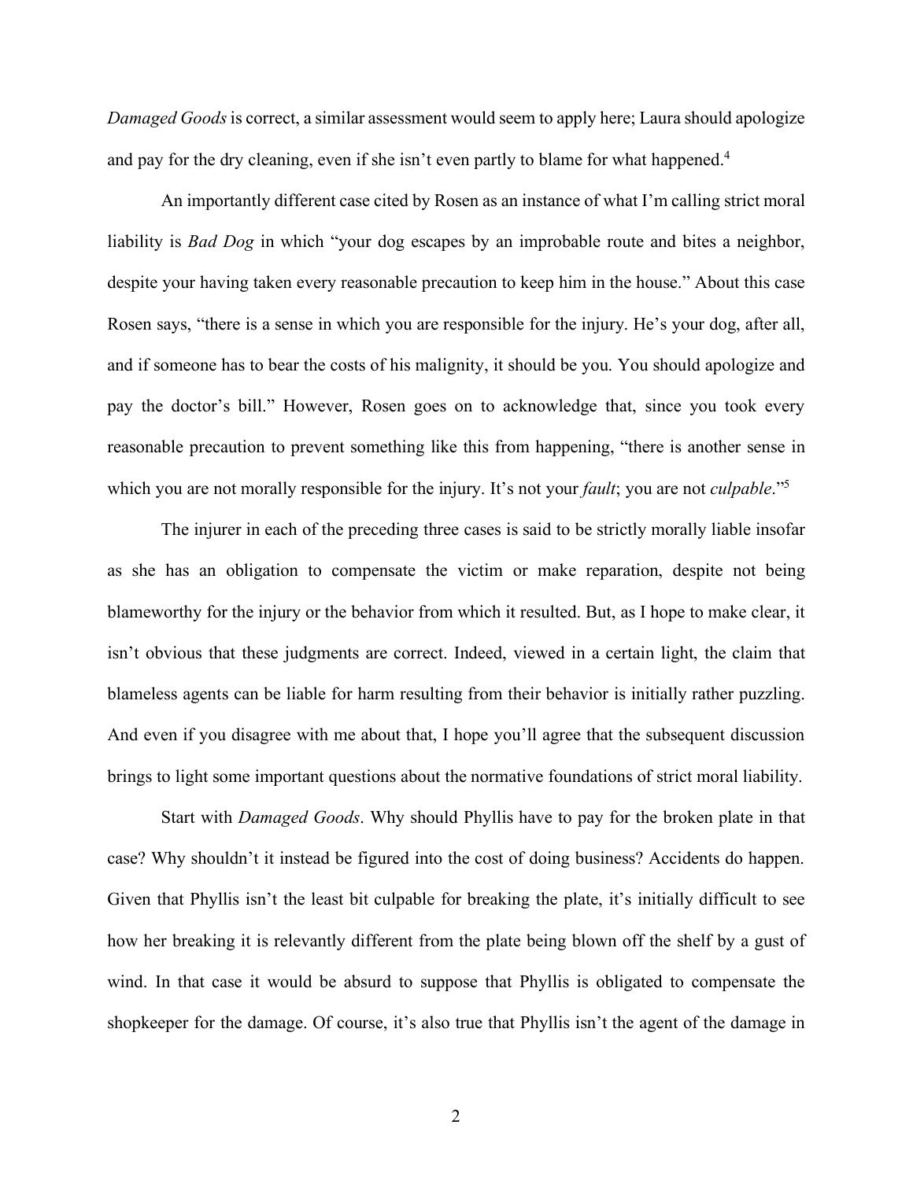*Damaged Goods* is correct, a similar assessment would seem to apply here; Laura should apologize and pay for the dry cleaning, even if she isn't even partly to blame for what happened.[4]

An importantly different case cited by Rosen as an instance of what I'm calling strict moral liability is *Bad Dog* in which "your dog escapes by an improbable route and bites a neighbor, despite your having taken every reasonable precaution to keep him in the house." About this case Rosen says, "there is a sense in which you are responsible for the injury. He's your dog, after all, and if someone has to bear the costs of his malignity, it should be you. You should apologize and pay the doctor's bill." However, Rosen goes on to acknowledge that, since you took every reasonable precaution to prevent something like this from happening, "there is another sense in which you are not morally responsible for the injury. It's not your *fault*; you are not *culpable*."[5]

The injurer in each of the preceding three cases is said to be strictly morally liable insofar as she has an obligation to compensate the victim or make reparation, despite not being blameworthy for the injury or the behavior from which it resulted. But, as I hope to make clear, it isn't obvious that these judgments are correct. Indeed, viewed in a certain light, the claim that blameless agents can be liable for harm resulting from their behavior is initially rather puzzling. And even if you disagree with me about that, I hope you'll agree that the subsequent discussion brings to light some important questions about the normative foundations of strict moral liability.

Start with *Damaged Goods*. Why should Phyllis have to pay for the broken plate in that case? Why shouldn't it instead be figured into the cost of doing business? Accidents do happen. Given that Phyllis isn't the least bit culpable for breaking the plate, it's initially difficult to see how her breaking it is relevantly different from the plate being blown off the shelf by a gust of wind. In that case it would be absurd to suppose that Phyllis is obligated to compensate the shopkeeper for the damage. Of course, it's also true that Phyllis isn't the agent of the damage in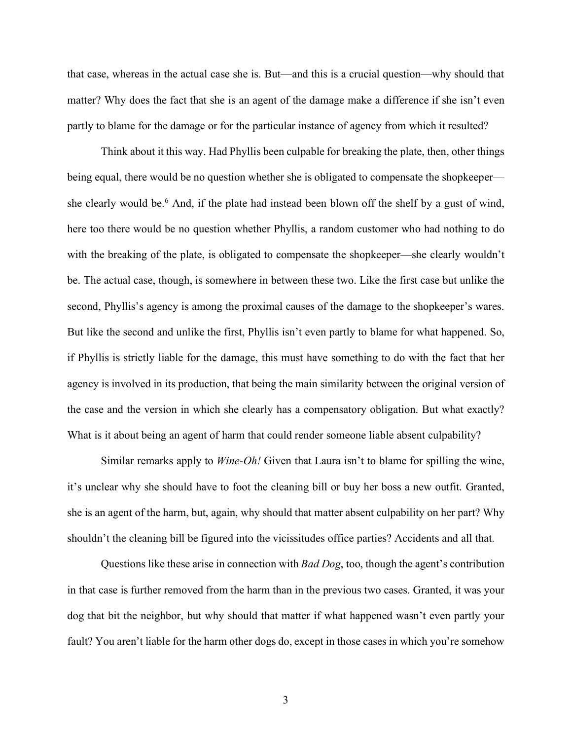that case, whereas in the actual case she is. But—and this is a crucial question—why should that matter? Why does the fact that she is an agent of the damage make a difference if she isn't even partly to blame for the damage or for the particular instance of agency from which it resulted?

Think about it this way. Had Phyllis been culpable for breaking the plate, then, other things being equal, there would be no question whether she is obligated to compensate the shopkeeper—she clearly would be.[6] And, if the plate had instead been blown off the shelf by a gust of wind, here too there would be no question whether Phyllis, a random customer who had nothing to do with the breaking of the plate, is obligated to compensate the shopkeeper—she clearly wouldn't be. The actual case, though, is somewhere in between these two. Like the first case but unlike the second, Phyllis's agency is among the proximal causes of the damage to the shopkeeper's wares. But like the second and unlike the first, Phyllis isn't even partly to blame for what happened. So, if Phyllis is strictly liable for the damage, this must have something to do with the fact that her agency is involved in its production, that being the main similarity between the original version of the case and the version in which she clearly has a compensatory obligation. But what exactly? What is it about being an agent of harm that could render someone liable absent culpability?

Similar remarks apply to *Wine-Oh!* Given that Laura isn't to blame for spilling the wine, it's unclear why she should have to foot the cleaning bill or buy her boss a new outfit. Granted, she is an agent of the harm, but, again, why should that matter absent culpability on her part? Why shouldn't the cleaning bill be figured into the vicissitudes office parties? Accidents and all that.

Questions like these arise in connection with *Bad Dog*, too, though the agent's contribution in that case is further removed from the harm than in the previous two cases. Granted, it was your dog that bit the neighbor, but why should that matter if what happened wasn't even partly your fault? You aren't liable for the harm other dogs do, except in those cases in which you're somehow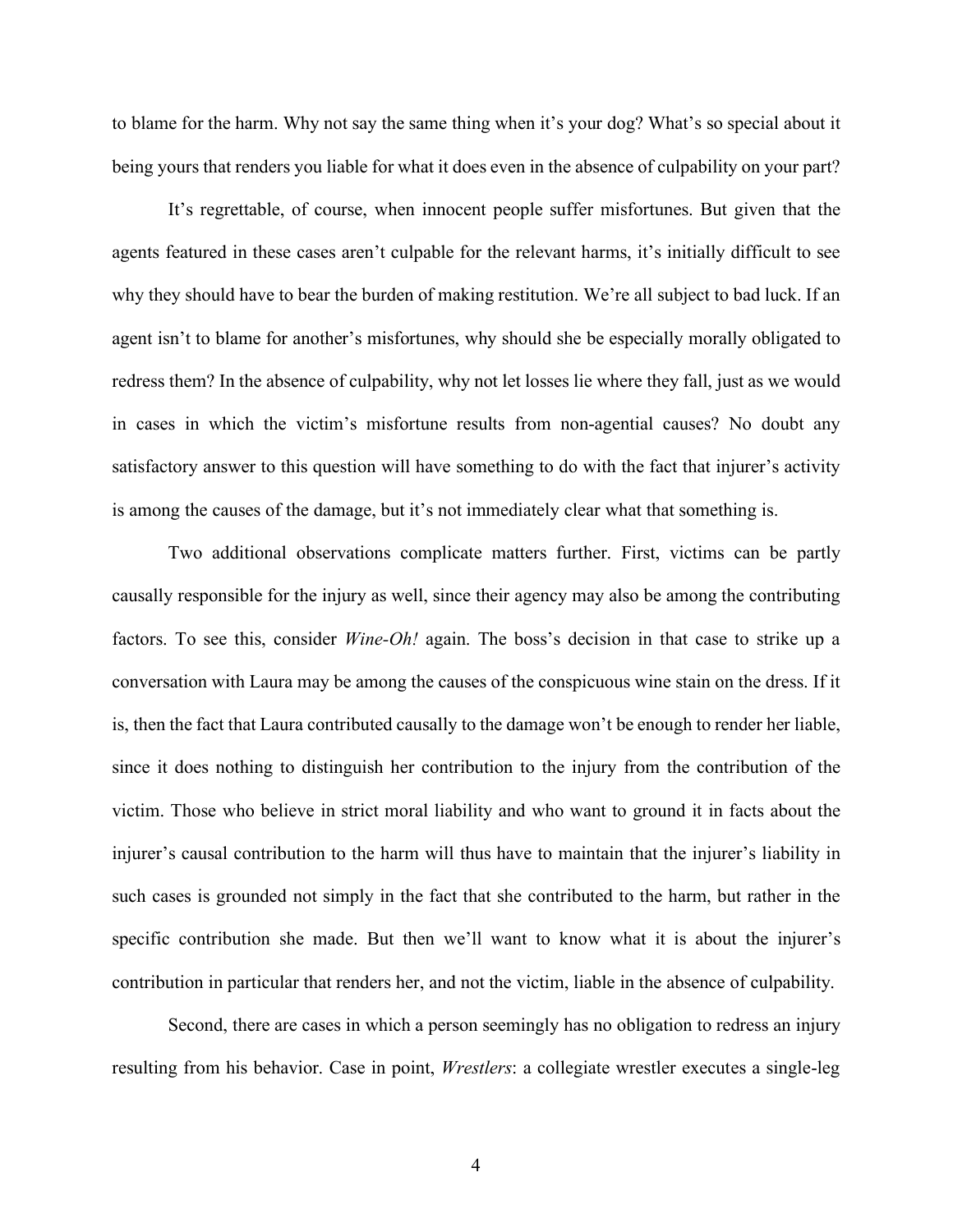to blame for the harm. Why not say the same thing when it's your dog? What's so special about it being yours that renders you liable for what it does even in the absence of culpability on your part?

It's regrettable, of course, when innocent people suffer misfortunes. But given that the agents featured in these cases aren't culpable for the relevant harms, it's initially difficult to see why they should have to bear the burden of making restitution. We're all subject to bad luck. If an agent isn't to blame for another's misfortunes, why should she be especially morally obligated to redress them? In the absence of culpability, why not let losses lie where they fall, just as we would in cases in which the victim's misfortune results from non-agential causes? No doubt any satisfactory answer to this question will have something to do with the fact that injurer's activity is among the causes of the damage, but it's not immediately clear what that something is.

Two additional observations complicate matters further. First, victims can be partly causally responsible for the injury as well, since their agency may also be among the contributing factors. To see this, consider *Wine-Oh!* again. The boss's decision in that case to strike up a conversation with Laura may be among the causes of the conspicuous wine stain on the dress. If it is, then the fact that Laura contributed causally to the damage won't be enough to render her liable, since it does nothing to distinguish her contribution to the injury from the contribution of the victim. Those who believe in strict moral liability and who want to ground it in facts about the injurer's causal contribution to the harm will thus have to maintain that the injurer's liability in such cases is grounded not simply in the fact that she contributed to the harm, but rather in the specific contribution she made. But then we'll want to know what it is about the injurer's contribution in particular that renders her, and not the victim, liable in the absence of culpability.

Second, there are cases in which a person seemingly has no obligation to redress an injury resulting from his behavior. Case in point, *Wrestlers*: a collegiate wrestler executes a single-leg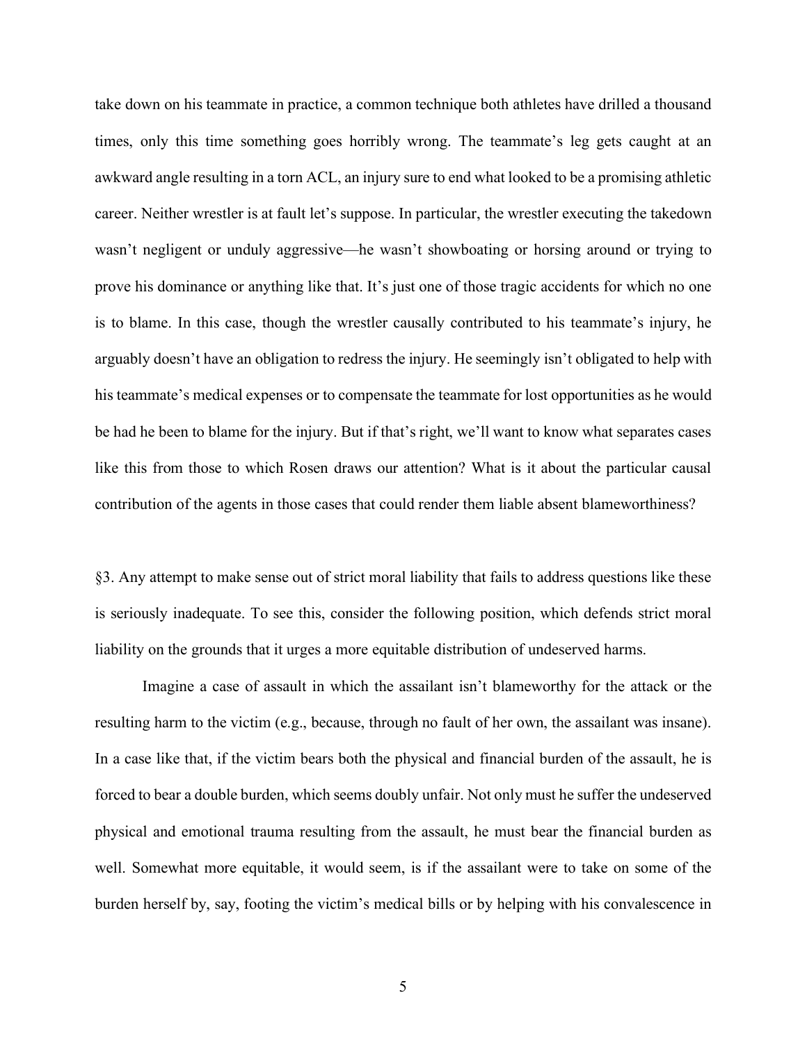take down on his teammate in practice, a common technique both athletes have drilled a thousand times, only this time something goes horribly wrong. The teammate's leg gets caught at an awkward angle resulting in a torn ACL, an injury sure to end what looked to be a promising athletic career. Neither wrestler is at fault let's suppose. In particular, the wrestler executing the takedown wasn't negligent or unduly aggressive—he wasn't showboating or horsing around or trying to prove his dominance or anything like that. It's just one of those tragic accidents for which no one is to blame. In this case, though the wrestler causally contributed to his teammate's injury, he arguably doesn't have an obligation to redress the injury. He seemingly isn't obligated to help with his teammate's medical expenses or to compensate the teammate for lost opportunities as he would be had he been to blame for the injury. But if that's right, we'll want to know what separates cases like this from those to which Rosen draws our attention? What is it about the particular causal contribution of the agents in those cases that could render them liable absent blameworthiness?

§3. Any attempt to make sense out of strict moral liability that fails to address questions like these is seriously inadequate. To see this, consider the following position, which defends strict moral liability on the grounds that it urges a more equitable distribution of undeserved harms.

Imagine a case of assault in which the assailant isn't blameworthy for the attack or the resulting harm to the victim (e.g., because, through no fault of her own, the assailant was insane). In a case like that, if the victim bears both the physical and financial burden of the assault, he is forced to bear a double burden, which seems doubly unfair. Not only must he suffer the undeserved physical and emotional trauma resulting from the assault, he must bear the financial burden as well. Somewhat more equitable, it would seem, is if the assailant were to take on some of the burden herself by, say, footing the victim's medical bills or by helping with his convalescence in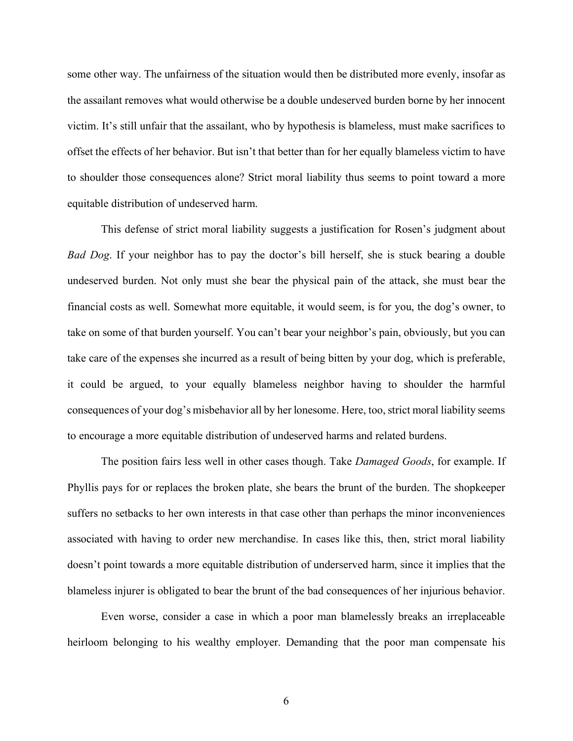some other way. The unfairness of the situation would then be distributed more evenly, insofar as the assailant removes what would otherwise be a double undeserved burden borne by her innocent victim. It's still unfair that the assailant, who by hypothesis is blameless, must make sacrifices to offset the effects of her behavior. But isn't that better than for her equally blameless victim to have to shoulder those consequences alone? Strict moral liability thus seems to point toward a more equitable distribution of undeserved harm.

This defense of strict moral liability suggests a justification for Rosen's judgment about *Bad Dog*. If your neighbor has to pay the doctor's bill herself, she is stuck bearing a double undeserved burden. Not only must she bear the physical pain of the attack, she must bear the financial costs as well. Somewhat more equitable, it would seem, is for you, the dog's owner, to take on some of that burden yourself. You can't bear your neighbor's pain, obviously, but you can take care of the expenses she incurred as a result of being bitten by your dog, which is preferable, it could be argued, to your equally blameless neighbor having to shoulder the harmful consequences of your dog's misbehavior all by her lonesome. Here, too, strict moral liability seems to encourage a more equitable distribution of undeserved harms and related burdens.

The position fairs less well in other cases though. Take *Damaged Goods*, for example. If Phyllis pays for or replaces the broken plate, she bears the brunt of the burden. The shopkeeper suffers no setbacks to her own interests in that case other than perhaps the minor inconveniences associated with having to order new merchandise. In cases like this, then, strict moral liability doesn't point towards a more equitable distribution of underserved harm, since it implies that the blameless injurer is obligated to bear the brunt of the bad consequences of her injurious behavior.

Even worse, consider a case in which a poor man blamelessly breaks an irreplaceable heirloom belonging to his wealthy employer. Demanding that the poor man compensate his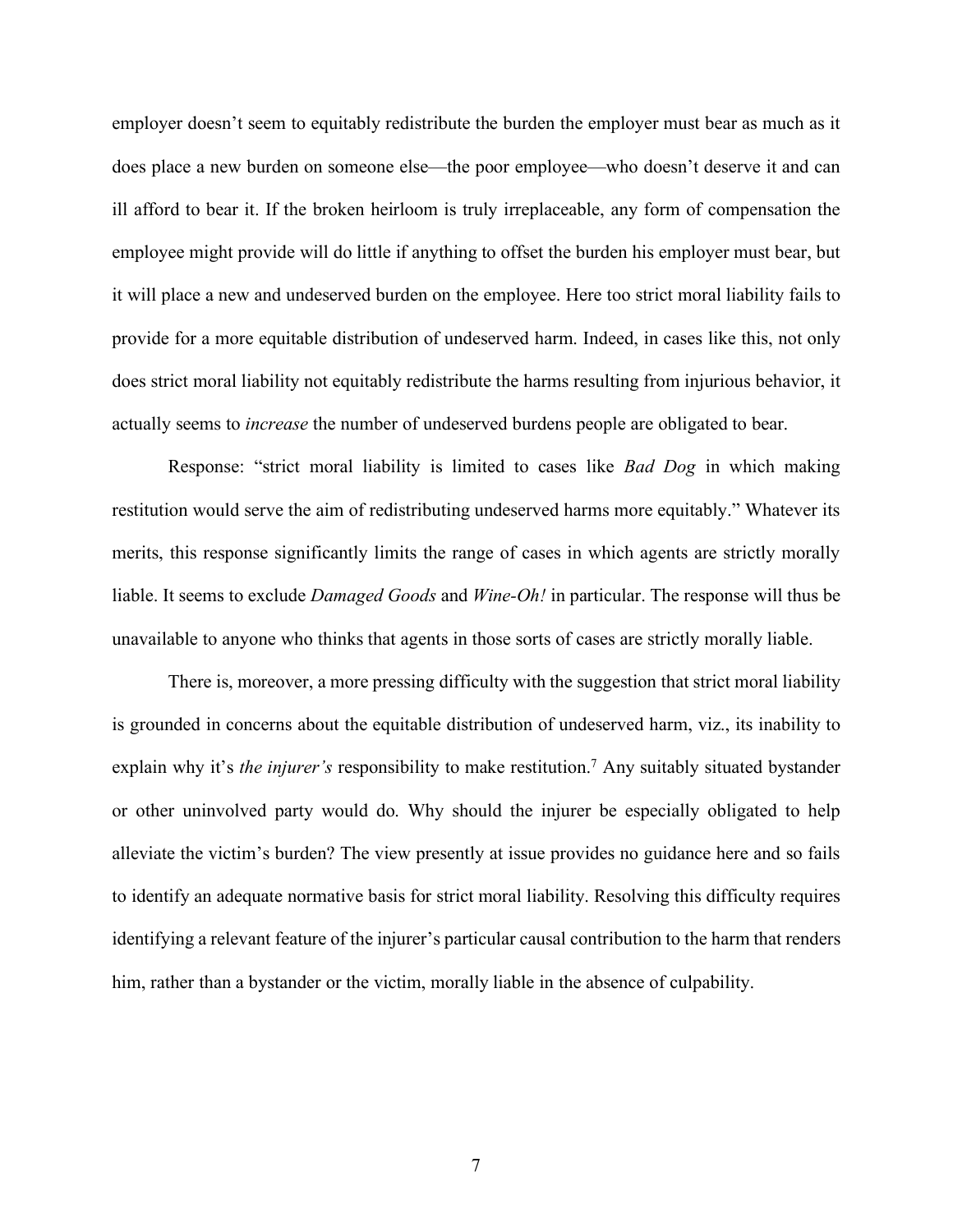employer doesn't seem to equitably redistribute the burden the employer must bear as much as it does place a new burden on someone else—the poor employee—who doesn't deserve it and can ill afford to bear it. If the broken heirloom is truly irreplaceable, any form of compensation the employee might provide will do little if anything to offset the burden his employer must bear, but it will place a new and undeserved burden on the employee. Here too strict moral liability fails to provide for a more equitable distribution of undeserved harm. Indeed, in cases like this, not only does strict moral liability not equitably redistribute the harms resulting from injurious behavior, it actually seems to *increase* the number of undeserved burdens people are obligated to bear.

Response: "strict moral liability is limited to cases like *Bad Dog* in which making restitution would serve the aim of redistributing undeserved harms more equitably." Whatever its merits, this response significantly limits the range of cases in which agents are strictly morally liable. It seems to exclude *Damaged Goods* and *Wine-Oh!* in particular. The response will thus be unavailable to anyone who thinks that agents in those sorts of cases are strictly morally liable.

There is, moreover, a more pressing difficulty with the suggestion that strict moral liability is grounded in concerns about the equitable distribution of undeserved harm, viz., its inability to explain why it's *the injurer's* responsibility to make restitution.[7] Any suitably situated bystander or other uninvolved party would do. Why should the injurer be especially obligated to help alleviate the victim's burden? The view presently at issue provides no guidance here and so fails to identify an adequate normative basis for strict moral liability. Resolving this difficulty requires identifying a relevant feature of the injurer's particular causal contribution to the harm that renders him, rather than a bystander or the victim, morally liable in the absence of culpability.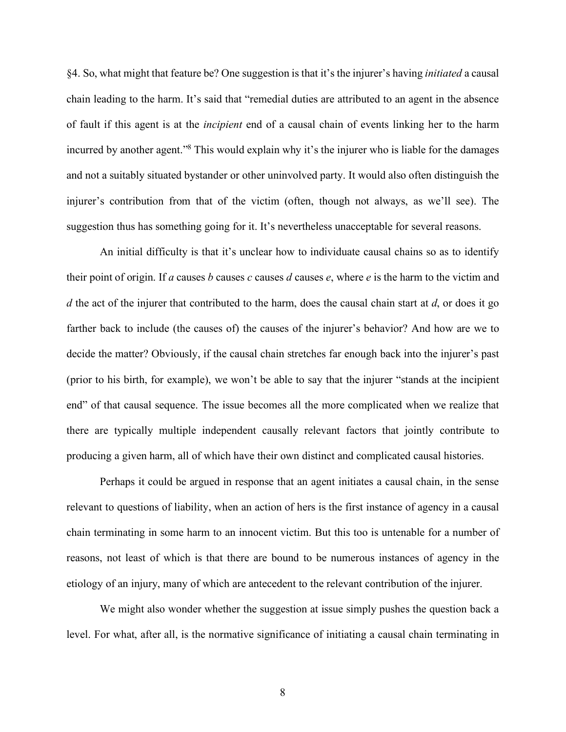§4. So, what might that feature be? One suggestion is that it's the injurer's having *initiated* a causal chain leading to the harm. It's said that "remedial duties are attributed to an agent in the absence of fault if this agent is at the *incipient* end of a causal chain of events linking her to the harm incurred by another agent."[8] This would explain why it's the injurer who is liable for the damages and not a suitably situated bystander or other uninvolved party. It would also often distinguish the injurer's contribution from that of the victim (often, though not always, as we'll see). The suggestion thus has something going for it. It's nevertheless unacceptable for several reasons.

An initial difficulty is that it's unclear how to individuate causal chains so as to identify their point of origin. If *a* causes *b* causes *c* causes *d* causes *e*, where *e* is the harm to the victim and *d* the act of the injurer that contributed to the harm, does the causal chain start at *d*, or does it go farther back to include (the causes of) the causes of the injurer's behavior? And how are we to decide the matter? Obviously, if the causal chain stretches far enough back into the injurer's past (prior to his birth, for example), we won't be able to say that the injurer "stands at the incipient end" of that causal sequence. The issue becomes all the more complicated when we realize that there are typically multiple independent causally relevant factors that jointly contribute to producing a given harm, all of which have their own distinct and complicated causal histories.

Perhaps it could be argued in response that an agent initiates a causal chain, in the sense relevant to questions of liability, when an action of hers is the first instance of agency in a causal chain terminating in some harm to an innocent victim. But this too is untenable for a number of reasons, not least of which is that there are bound to be numerous instances of agency in the etiology of an injury, many of which are antecedent to the relevant contribution of the injurer.

We might also wonder whether the suggestion at issue simply pushes the question back a level. For what, after all, is the normative significance of initiating a causal chain terminating in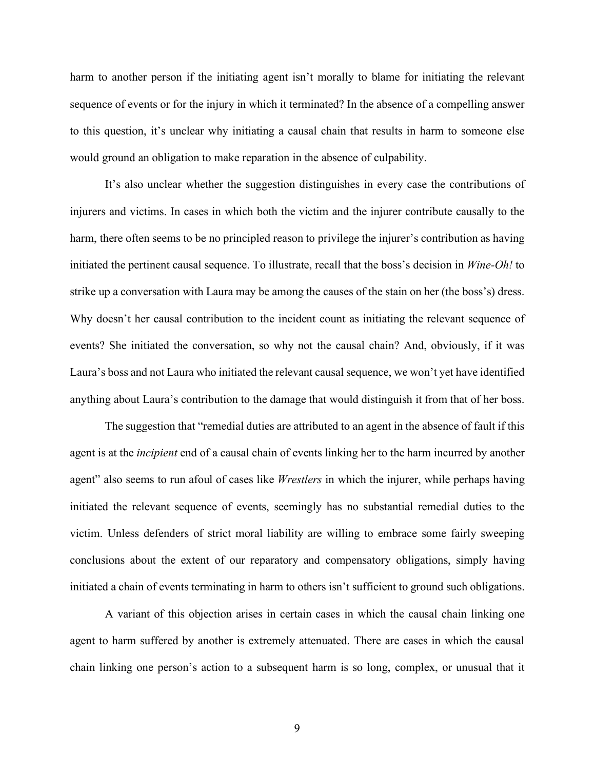harm to another person if the initiating agent isn't morally to blame for initiating the relevant sequence of events or for the injury in which it terminated? In the absence of a compelling answer to this question, it's unclear why initiating a causal chain that results in harm to someone else would ground an obligation to make reparation in the absence of culpability.

It's also unclear whether the suggestion distinguishes in every case the contributions of injurers and victims. In cases in which both the victim and the injurer contribute causally to the harm, there often seems to be no principled reason to privilege the injurer's contribution as having initiated the pertinent causal sequence. To illustrate, recall that the boss's decision in *Wine-Oh!* to strike up a conversation with Laura may be among the causes of the stain on her (the boss's) dress. Why doesn't her causal contribution to the incident count as initiating the relevant sequence of events? She initiated the conversation, so why not the causal chain? And, obviously, if it was Laura's boss and not Laura who initiated the relevant causal sequence, we won't yet have identified anything about Laura's contribution to the damage that would distinguish it from that of her boss.

The suggestion that "remedial duties are attributed to an agent in the absence of fault if this agent is at the *incipient* end of a causal chain of events linking her to the harm incurred by another agent" also seems to run afoul of cases like *Wrestlers* in which the injurer, while perhaps having initiated the relevant sequence of events, seemingly has no substantial remedial duties to the victim. Unless defenders of strict moral liability are willing to embrace some fairly sweeping conclusions about the extent of our reparatory and compensatory obligations, simply having initiated a chain of events terminating in harm to others isn't sufficient to ground such obligations.

A variant of this objection arises in certain cases in which the causal chain linking one agent to harm suffered by another is extremely attenuated. There are cases in which the causal chain linking one person's action to a subsequent harm is so long, complex, or unusual that it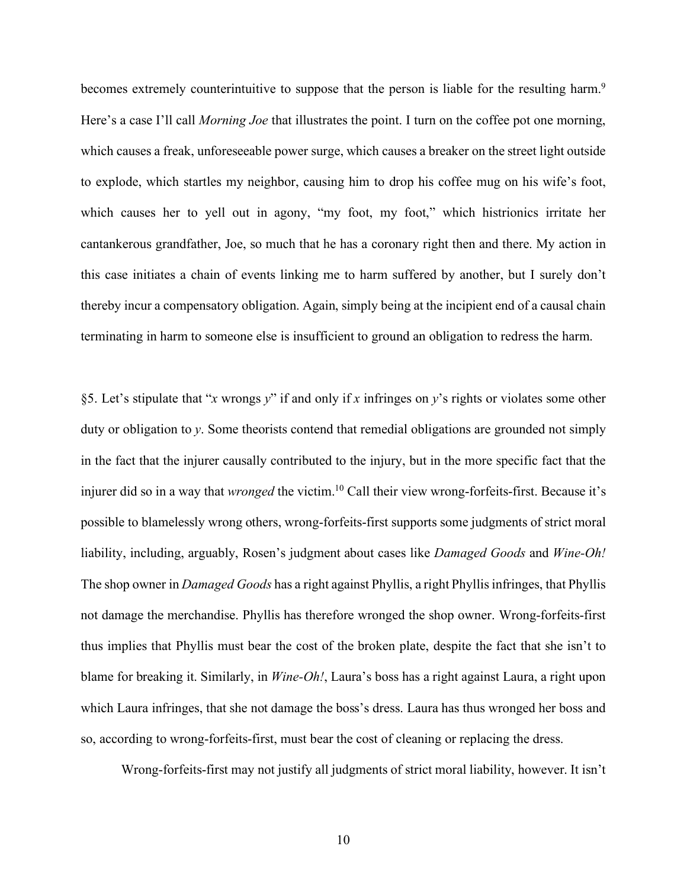becomes extremely counterintuitive to suppose that the person is liable for the resulting harm.[9] Here's a case I'll call *Morning Joe* that illustrates the point. I turn on the coffee pot one morning, which causes a freak, unforeseeable power surge, which causes a breaker on the street light outside to explode, which startles my neighbor, causing him to drop his coffee mug on his wife's foot, which causes her to yell out in agony, "my foot, my foot," which histrionics irritate her cantankerous grandfather, Joe, so much that he has a coronary right then and there. My action in this case initiates a chain of events linking me to harm suffered by another, but I surely don't thereby incur a compensatory obligation. Again, simply being at the incipient end of a causal chain terminating in harm to someone else is insufficient to ground an obligation to redress the harm.

§5. Let's stipulate that "*x* wrongs *y*" if and only if *x* infringes on *y*'s rights or violates some other duty or obligation to *y*. Some theorists contend that remedial obligations are grounded not simply in the fact that the injurer causally contributed to the injury, but in the more specific fact that the injurer did so in a way that *wronged* the victim.[10] Call their view wrong-forfeits-first. Because it's possible to blamelessly wrong others, wrong-forfeits-first supports some judgments of strict moral liability, including, arguably, Rosen's judgment about cases like *Damaged Goods* and *Wine-Oh!* The shop owner in *Damaged Goods* has a right against Phyllis, a right Phyllis infringes, that Phyllis not damage the merchandise. Phyllis has therefore wronged the shop owner. Wrong-forfeits-first thus implies that Phyllis must bear the cost of the broken plate, despite the fact that she isn't to blame for breaking it. Similarly, in *Wine-Oh!*, Laura's boss has a right against Laura, a right upon which Laura infringes, that she not damage the boss's dress. Laura has thus wronged her boss and so, according to wrong-forfeits-first, must bear the cost of cleaning or replacing the dress.

Wrong-forfeits-first may not justify all judgments of strict moral liability, however. It isn't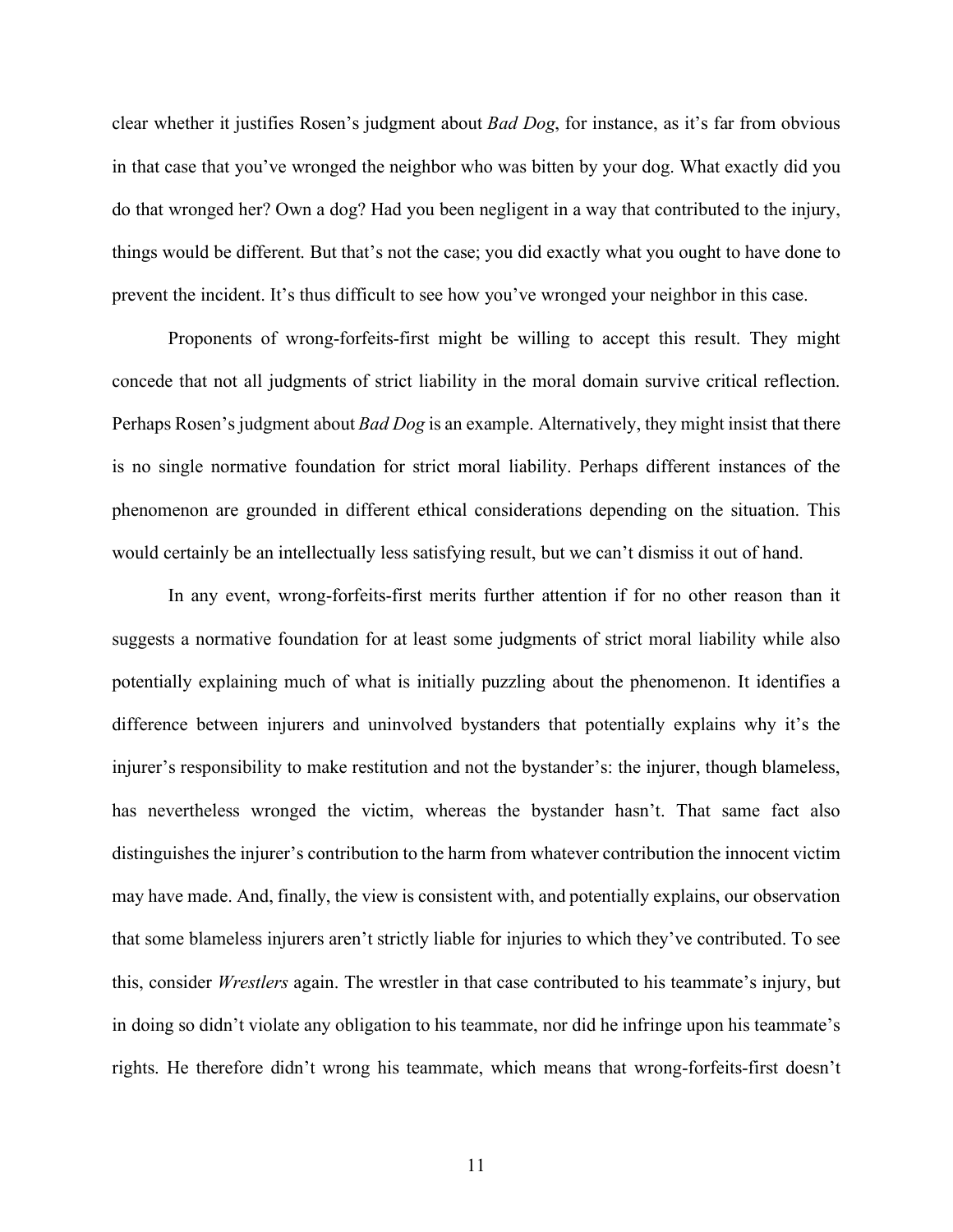clear whether it justifies Rosen's judgment about *Bad Dog*, for instance, as it's far from obvious in that case that you've wronged the neighbor who was bitten by your dog. What exactly did you do that wronged her? Own a dog? Had you been negligent in a way that contributed to the injury, things would be different. But that's not the case; you did exactly what you ought to have done to prevent the incident. It's thus difficult to see how you've wronged your neighbor in this case.

Proponents of wrong-forfeits-first might be willing to accept this result. They might concede that not all judgments of strict liability in the moral domain survive critical reflection. Perhaps Rosen's judgment about *Bad Dog* is an example. Alternatively, they might insist that there is no single normative foundation for strict moral liability. Perhaps different instances of the phenomenon are grounded in different ethical considerations depending on the situation. This would certainly be an intellectually less satisfying result, but we can't dismiss it out of hand.

In any event, wrong-forfeits-first merits further attention if for no other reason than it suggests a normative foundation for at least some judgments of strict moral liability while also potentially explaining much of what is initially puzzling about the phenomenon. It identifies a difference between injurers and uninvolved bystanders that potentially explains why it's the injurer's responsibility to make restitution and not the bystander's: the injurer, though blameless, has nevertheless wronged the victim, whereas the bystander hasn't. That same fact also distinguishes the injurer's contribution to the harm from whatever contribution the innocent victim may have made. And, finally, the view is consistent with, and potentially explains, our observation that some blameless injurers aren't strictly liable for injuries to which they've contributed. To see this, consider *Wrestlers* again. The wrestler in that case contributed to his teammate's injury, but in doing so didn't violate any obligation to his teammate, nor did he infringe upon his teammate's rights. He therefore didn't wrong his teammate, which means that wrong-forfeits-first doesn't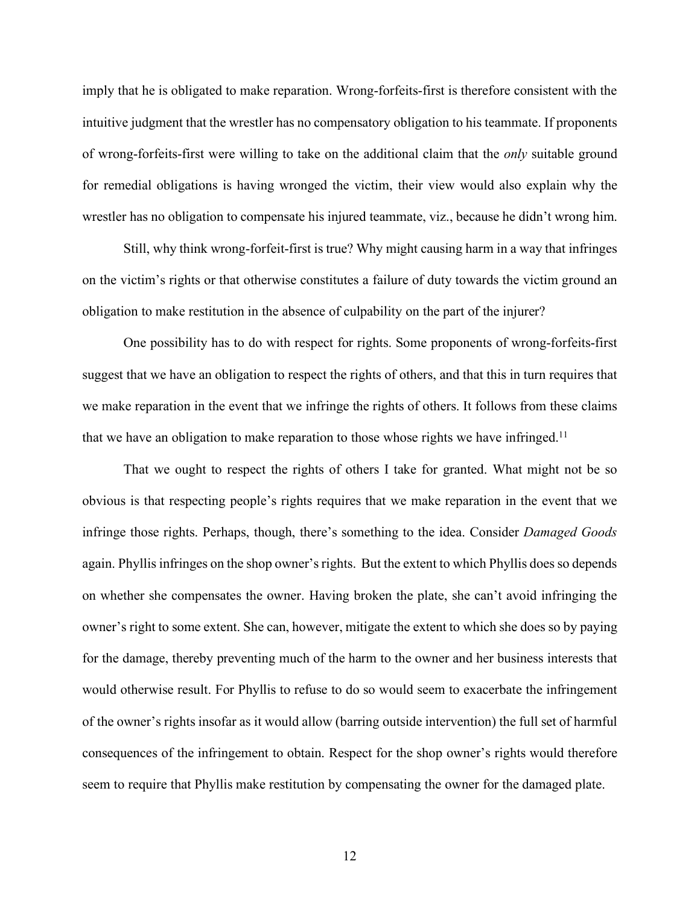imply that he is obligated to make reparation. Wrong-forfeits-first is therefore consistent with the intuitive judgment that the wrestler has no compensatory obligation to his teammate. If proponents of wrong-forfeits-first were willing to take on the additional claim that the *only* suitable ground for remedial obligations is having wronged the victim, their view would also explain why the wrestler has no obligation to compensate his injured teammate, viz., because he didn't wrong him.

Still, why think wrong-forfeit-first is true? Why might causing harm in a way that infringes on the victim's rights or that otherwise constitutes a failure of duty towards the victim ground an obligation to make restitution in the absence of culpability on the part of the injurer?

One possibility has to do with respect for rights. Some proponents of wrong-forfeits-first suggest that we have an obligation to respect the rights of others, and that this in turn requires that we make reparation in the event that we infringe the rights of others. It follows from these claims that we have an obligation to make reparation to those whose rights we have infringed.[11]

That we ought to respect the rights of others I take for granted. What might not be so obvious is that respecting people's rights requires that we make reparation in the event that we infringe those rights. Perhaps, though, there's something to the idea. Consider *Damaged Goods* again. Phyllis infringes on the shop owner's rights. But the extent to which Phyllis does so depends on whether she compensates the owner. Having broken the plate, she can't avoid infringing the owner's right to some extent. She can, however, mitigate the extent to which she does so by paying for the damage, thereby preventing much of the harm to the owner and her business interests that would otherwise result. For Phyllis to refuse to do so would seem to exacerbate the infringement of the owner's rights insofar as it would allow (barring outside intervention) the full set of harmful consequences of the infringement to obtain. Respect for the shop owner's rights would therefore seem to require that Phyllis make restitution by compensating the owner for the damaged plate.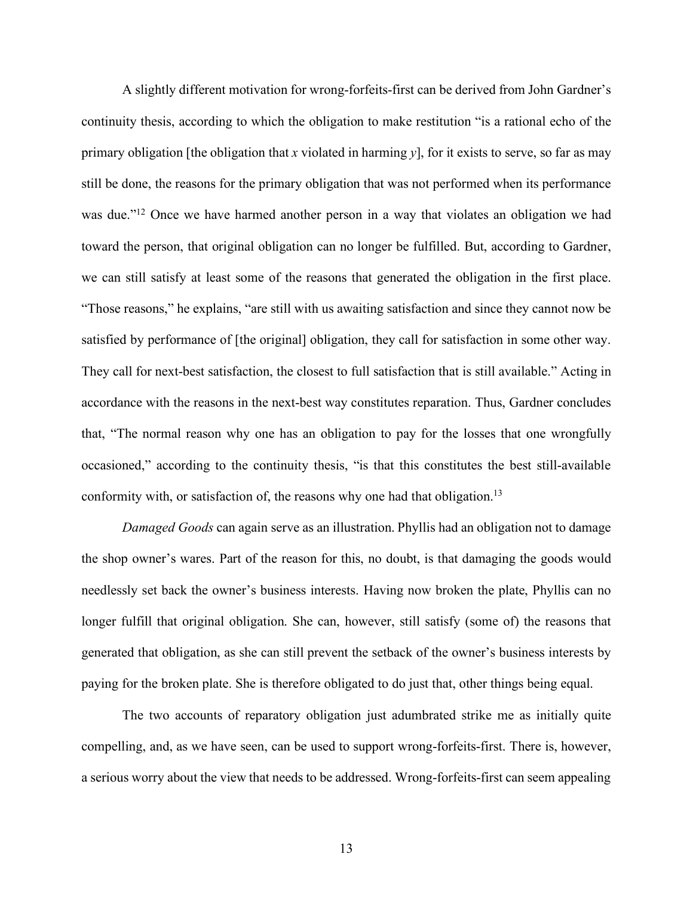A slightly different motivation for wrong-forfeits-first can be derived from John Gardner's continuity thesis, according to which the obligation to make restitution "is a rational echo of the primary obligation [the obligation that *x* violated in harming *y*], for it exists to serve, so far as may still be done, the reasons for the primary obligation that was not performed when its performance was due."[12] Once we have harmed another person in a way that violates an obligation we had toward the person, that original obligation can no longer be fulfilled. But, according to Gardner, we can still satisfy at least some of the reasons that generated the obligation in the first place. "Those reasons," he explains, "are still with us awaiting satisfaction and since they cannot now be satisfied by performance of [the original] obligation, they call for satisfaction in some other way. They call for next-best satisfaction, the closest to full satisfaction that is still available." Acting in accordance with the reasons in the next-best way constitutes reparation. Thus, Gardner concludes that, "The normal reason why one has an obligation to pay for the losses that one wrongfully occasioned," according to the continuity thesis, "is that this constitutes the best still-available conformity with, or satisfaction of, the reasons why one had that obligation.[13]

*Damaged Goods* can again serve as an illustration. Phyllis had an obligation not to damage the shop owner's wares. Part of the reason for this, no doubt, is that damaging the goods would needlessly set back the owner's business interests. Having now broken the plate, Phyllis can no longer fulfill that original obligation. She can, however, still satisfy (some of) the reasons that generated that obligation, as she can still prevent the setback of the owner's business interests by paying for the broken plate. She is therefore obligated to do just that, other things being equal.

The two accounts of reparatory obligation just adumbrated strike me as initially quite compelling, and, as we have seen, can be used to support wrong-forfeits-first. There is, however, a serious worry about the view that needs to be addressed. Wrong-forfeits-first can seem appealing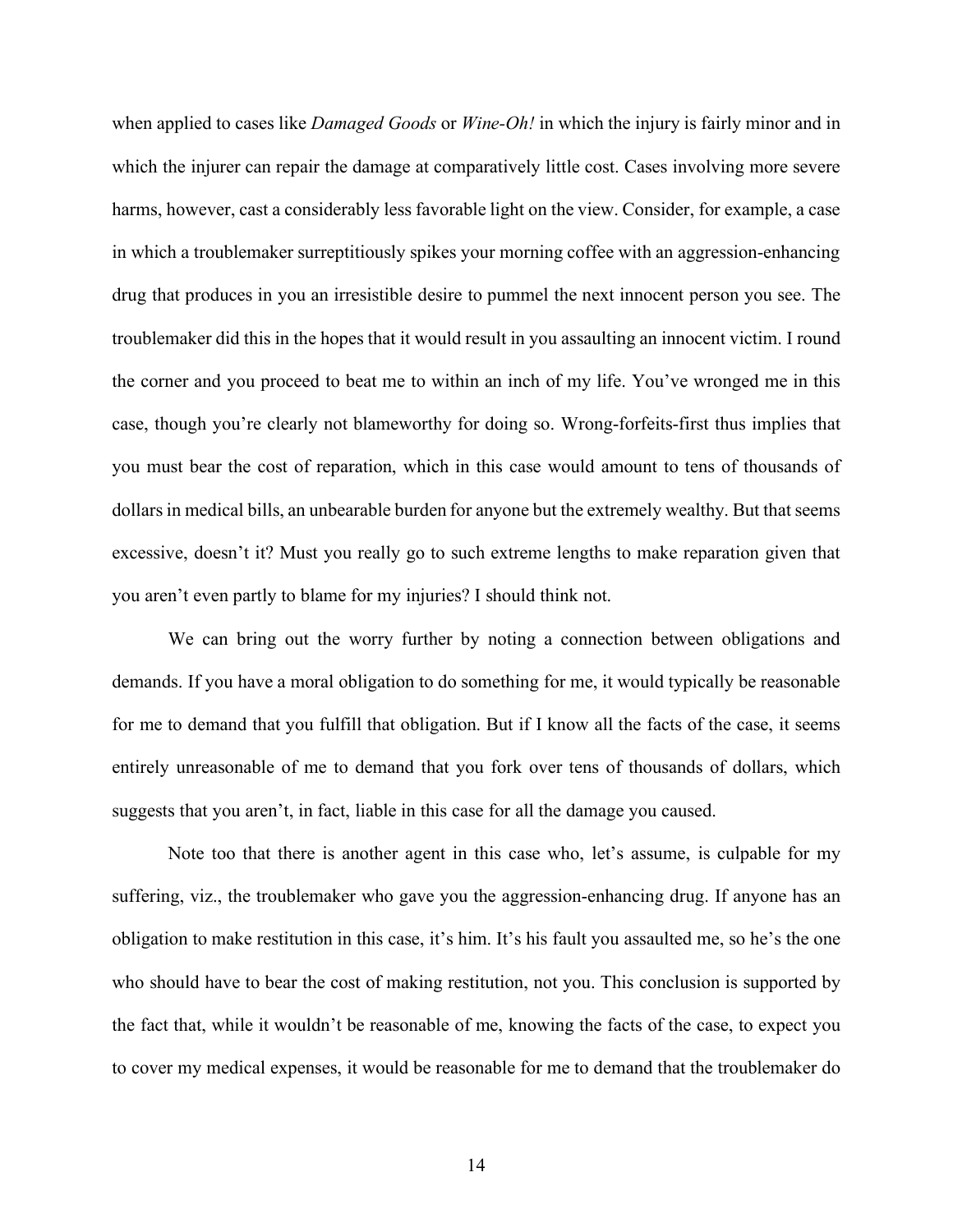when applied to cases like *Damaged Goods* or *Wine-Oh!* in which the injury is fairly minor and in which the injurer can repair the damage at comparatively little cost. Cases involving more severe harms, however, cast a considerably less favorable light on the view. Consider, for example, a case in which a troublemaker surreptitiously spikes your morning coffee with an aggression-enhancing drug that produces in you an irresistible desire to pummel the next innocent person you see. The troublemaker did this in the hopes that it would result in you assaulting an innocent victim. I round the corner and you proceed to beat me to within an inch of my life. You've wronged me in this case, though you're clearly not blameworthy for doing so. Wrong-forfeits-first thus implies that you must bear the cost of reparation, which in this case would amount to tens of thousands of dollars in medical bills, an unbearable burden for anyone but the extremely wealthy. But that seems excessive, doesn't it? Must you really go to such extreme lengths to make reparation given that you aren't even partly to blame for my injuries? I should think not.

We can bring out the worry further by noting a connection between obligations and demands. If you have a moral obligation to do something for me, it would typically be reasonable for me to demand that you fulfill that obligation. But if I know all the facts of the case, it seems entirely unreasonable of me to demand that you fork over tens of thousands of dollars, which suggests that you aren't, in fact, liable in this case for all the damage you caused.

Note too that there is another agent in this case who, let's assume, is culpable for my suffering, viz., the troublemaker who gave you the aggression-enhancing drug. If anyone has an obligation to make restitution in this case, it's him. It's his fault you assaulted me, so he's the one who should have to bear the cost of making restitution, not you. This conclusion is supported by the fact that, while it wouldn't be reasonable of me, knowing the facts of the case, to expect you to cover my medical expenses, it would be reasonable for me to demand that the troublemaker do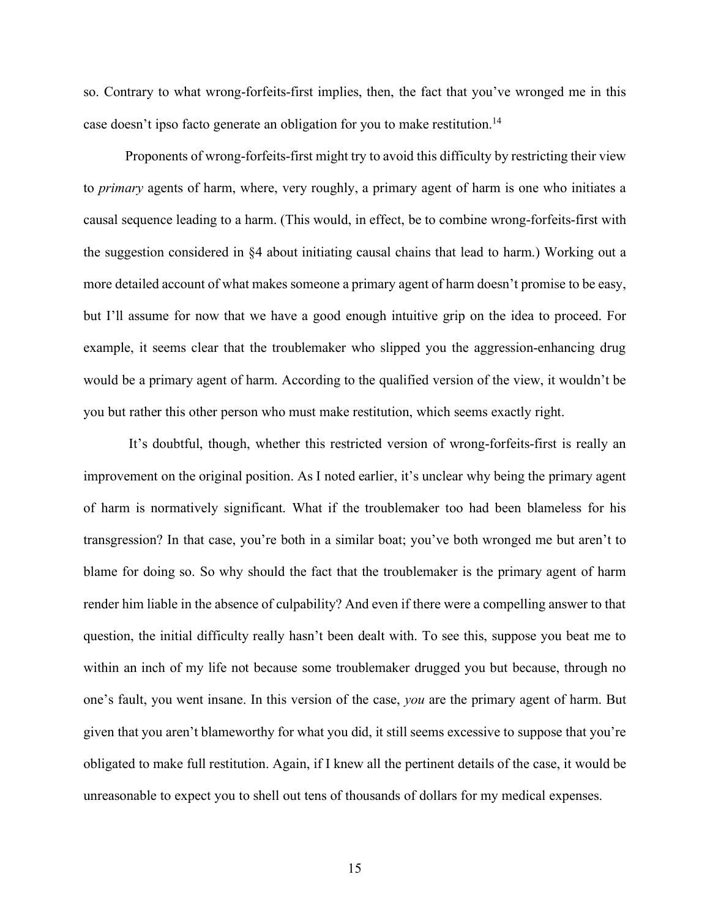so. Contrary to what wrong-forfeits-first implies, then, the fact that you've wronged me in this case doesn't ipso facto generate an obligation for you to make restitution.[14]

Proponents of wrong-forfeits-first might try to avoid this difficulty by restricting their view to *primary* agents of harm, where, very roughly, a primary agent of harm is one who initiates a causal sequence leading to a harm. (This would, in effect, be to combine wrong-forfeits-first with the suggestion considered in §4 about initiating causal chains that lead to harm.) Working out a more detailed account of what makes someone a primary agent of harm doesn't promise to be easy, but I'll assume for now that we have a good enough intuitive grip on the idea to proceed. For example, it seems clear that the troublemaker who slipped you the aggression-enhancing drug would be a primary agent of harm. According to the qualified version of the view, it wouldn't be you but rather this other person who must make restitution, which seems exactly right.

It's doubtful, though, whether this restricted version of wrong-forfeits-first is really an improvement on the original position. As I noted earlier, it's unclear why being the primary agent of harm is normatively significant. What if the troublemaker too had been blameless for his transgression? In that case, you're both in a similar boat; you've both wronged me but aren't to blame for doing so. So why should the fact that the troublemaker is the primary agent of harm render him liable in the absence of culpability? And even if there were a compelling answer to that question, the initial difficulty really hasn't been dealt with. To see this, suppose you beat me to within an inch of my life not because some troublemaker drugged you but because, through no one's fault, you went insane. In this version of the case, *you* are the primary agent of harm. But given that you aren't blameworthy for what you did, it still seems excessive to suppose that you're obligated to make full restitution. Again, if I knew all the pertinent details of the case, it would be unreasonable to expect you to shell out tens of thousands of dollars for my medical expenses.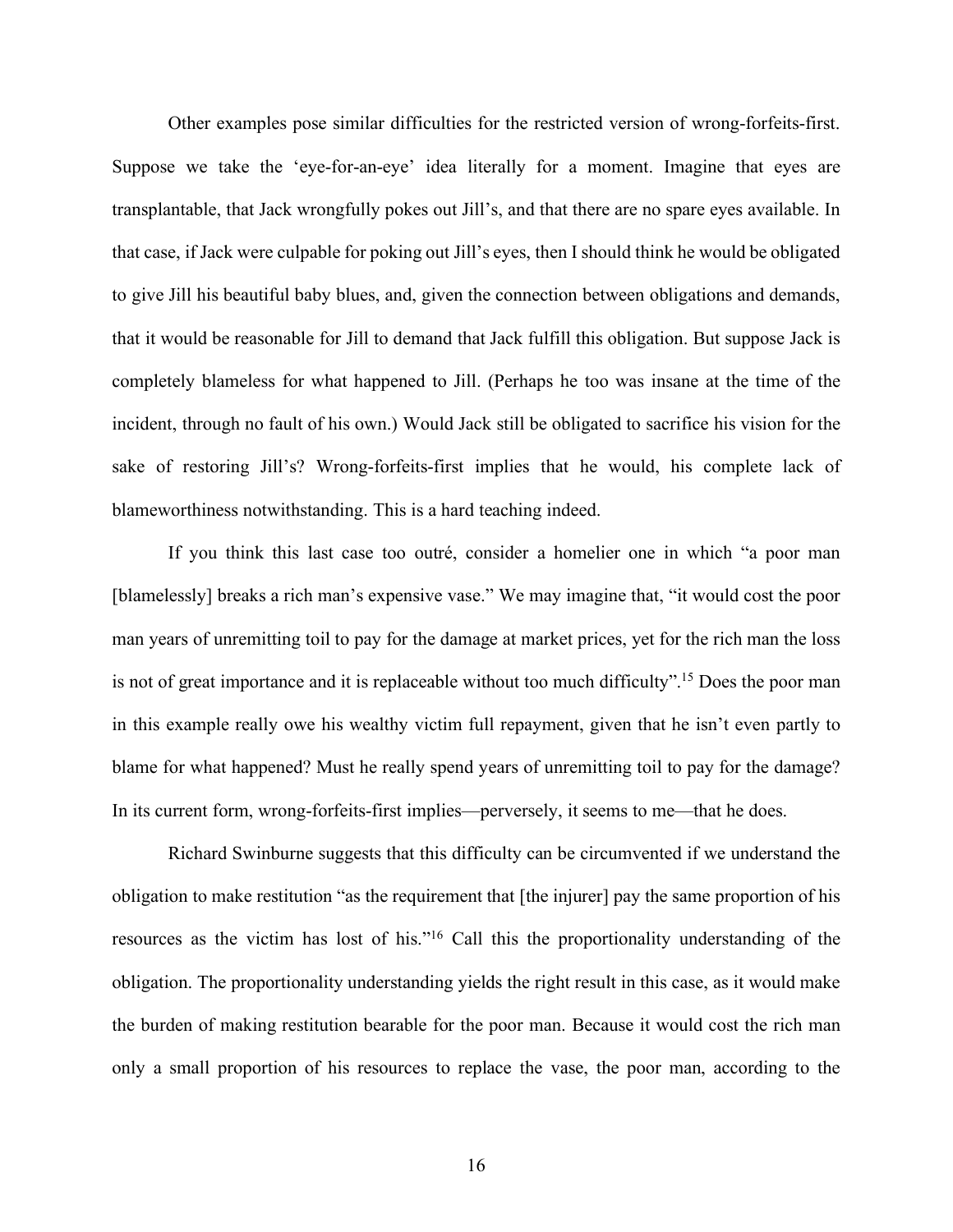Other examples pose similar difficulties for the restricted version of wrong-forfeits-first. Suppose we take the 'eye-for-an-eye' idea literally for a moment. Imagine that eyes are transplantable, that Jack wrongfully pokes out Jill's, and that there are no spare eyes available. In that case, if Jack were culpable for poking out Jill's eyes, then I should think he would be obligated to give Jill his beautiful baby blues, and, given the connection between obligations and demands, that it would be reasonable for Jill to demand that Jack fulfill this obligation. But suppose Jack is completely blameless for what happened to Jill. (Perhaps he too was insane at the time of the incident, through no fault of his own.) Would Jack still be obligated to sacrifice his vision for the sake of restoring Jill's? Wrong-forfeits-first implies that he would, his complete lack of blameworthiness notwithstanding. This is a hard teaching indeed.

If you think this last case too outré, consider a homelier one in which "a poor man [blamelessly] breaks a rich man's expensive vase." We may imagine that, "it would cost the poor man years of unremitting toil to pay for the damage at market prices, yet for the rich man the loss is not of great importance and it is replaceable without too much difficulty".[15] Does the poor man in this example really owe his wealthy victim full repayment, given that he isn't even partly to blame for what happened? Must he really spend years of unremitting toil to pay for the damage? In its current form, wrong-forfeits-first implies—perversely, it seems to me—that he does.

Richard Swinburne suggests that this difficulty can be circumvented if we understand the obligation to make restitution "as the requirement that [the injurer] pay the same proportion of his resources as the victim has lost of his."[16] Call this the proportionality understanding of the obligation. The proportionality understanding yields the right result in this case, as it would make the burden of making restitution bearable for the poor man. Because it would cost the rich man only a small proportion of his resources to replace the vase, the poor man, according to the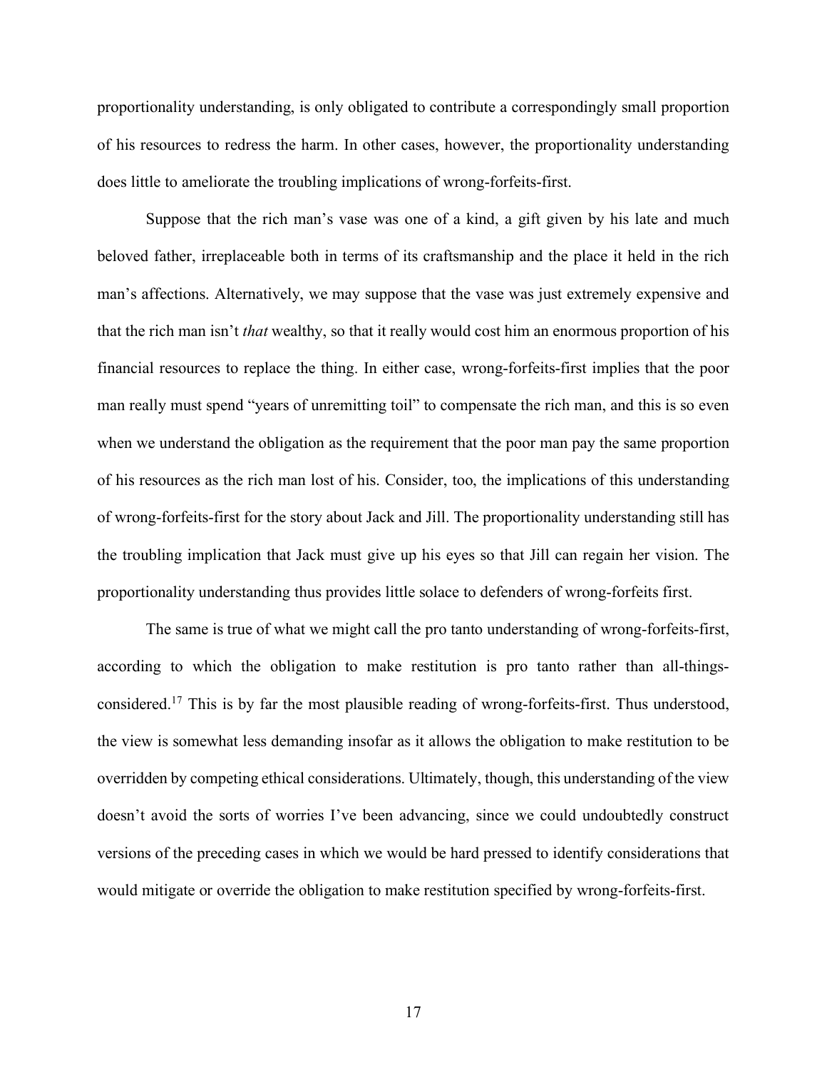proportionality understanding, is only obligated to contribute a correspondingly small proportion of his resources to redress the harm. In other cases, however, the proportionality understanding does little to ameliorate the troubling implications of wrong-forfeits-first.

Suppose that the rich man's vase was one of a kind, a gift given by his late and much beloved father, irreplaceable both in terms of its craftsmanship and the place it held in the rich man's affections. Alternatively, we may suppose that the vase was just extremely expensive and that the rich man isn't *that* wealthy, so that it really would cost him an enormous proportion of his financial resources to replace the thing. In either case, wrong-forfeits-first implies that the poor man really must spend "years of unremitting toil" to compensate the rich man, and this is so even when we understand the obligation as the requirement that the poor man pay the same proportion of his resources as the rich man lost of his. Consider, too, the implications of this understanding of wrong-forfeits-first for the story about Jack and Jill. The proportionality understanding still has the troubling implication that Jack must give up his eyes so that Jill can regain her vision. The proportionality understanding thus provides little solace to defenders of wrong-forfeits first.

The same is true of what we might call the pro tanto understanding of wrong-forfeits-first, according to which the obligation to make restitution is pro tanto rather than all-things-considered.[17] This is by far the most plausible reading of wrong-forfeits-first. Thus understood, the view is somewhat less demanding insofar as it allows the obligation to make restitution to be overridden by competing ethical considerations. Ultimately, though, this understanding of the view doesn't avoid the sorts of worries I've been advancing, since we could undoubtedly construct versions of the preceding cases in which we would be hard pressed to identify considerations that would mitigate or override the obligation to make restitution specified by wrong-forfeits-first.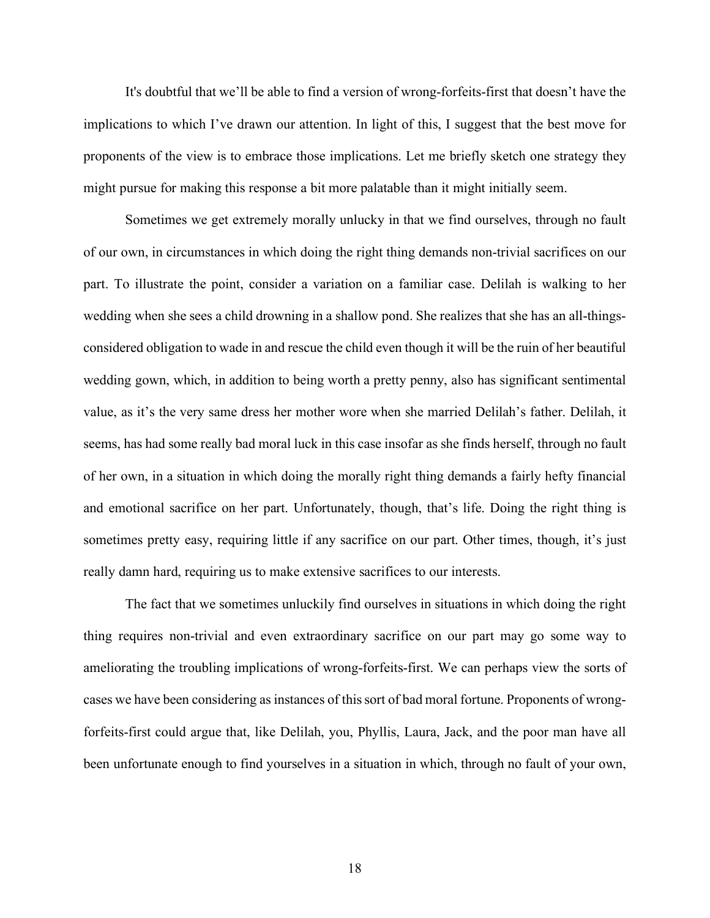It's doubtful that we'll be able to find a version of wrong-forfeits-first that doesn't have the implications to which I've drawn our attention. In light of this, I suggest that the best move for proponents of the view is to embrace those implications. Let me briefly sketch one strategy they might pursue for making this response a bit more palatable than it might initially seem.

Sometimes we get extremely morally unlucky in that we find ourselves, through no fault of our own, in circumstances in which doing the right thing demands non-trivial sacrifices on our part. To illustrate the point, consider a variation on a familiar case. Delilah is walking to her wedding when she sees a child drowning in a shallow pond. She realizes that she has an all-things-considered obligation to wade in and rescue the child even though it will be the ruin of her beautiful wedding gown, which, in addition to being worth a pretty penny, also has significant sentimental value, as it's the very same dress her mother wore when she married Delilah's father. Delilah, it seems, has had some really bad moral luck in this case insofar as she finds herself, through no fault of her own, in a situation in which doing the morally right thing demands a fairly hefty financial and emotional sacrifice on her part. Unfortunately, though, that's life. Doing the right thing is sometimes pretty easy, requiring little if any sacrifice on our part. Other times, though, it's just really damn hard, requiring us to make extensive sacrifices to our interests.

The fact that we sometimes unluckily find ourselves in situations in which doing the right thing requires non-trivial and even extraordinary sacrifice on our part may go some way to ameliorating the troubling implications of wrong-forfeits-first. We can perhaps view the sorts of cases we have been considering as instances of this sort of bad moral fortune. Proponents of wrong-forfeits-first could argue that, like Delilah, you, Phyllis, Laura, Jack, and the poor man have all been unfortunate enough to find yourselves in a situation in which, through no fault of your own,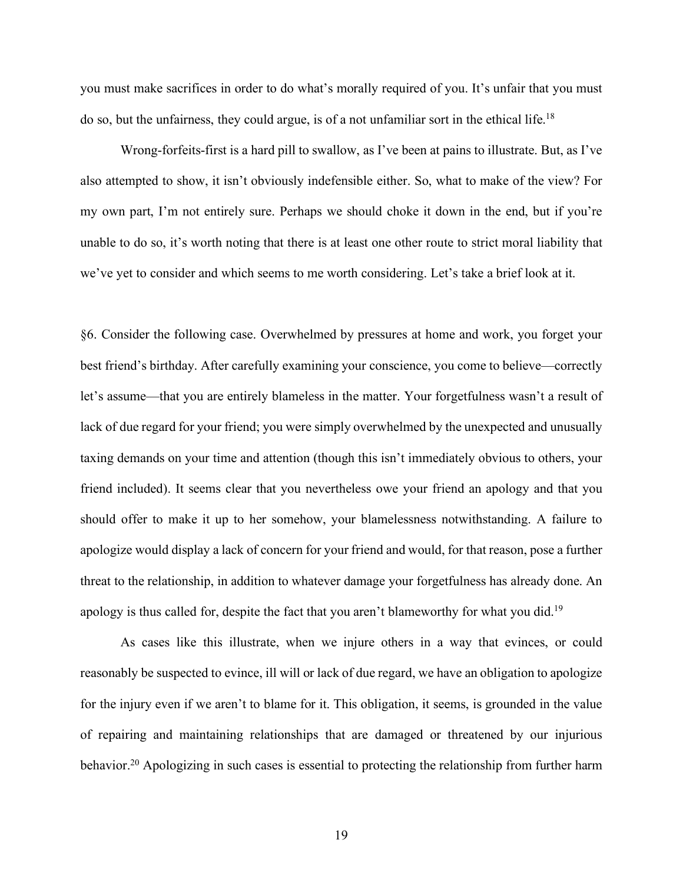you must make sacrifices in order to do what's morally required of you. It's unfair that you must do so, but the unfairness, they could argue, is of a not unfamiliar sort in the ethical life.[18]

Wrong-forfeits-first is a hard pill to swallow, as I've been at pains to illustrate. But, as I've also attempted to show, it isn't obviously indefensible either. So, what to make of the view? For my own part, I'm not entirely sure. Perhaps we should choke it down in the end, but if you're unable to do so, it's worth noting that there is at least one other route to strict moral liability that we've yet to consider and which seems to me worth considering. Let's take a brief look at it.

§6. Consider the following case. Overwhelmed by pressures at home and work, you forget your best friend's birthday. After carefully examining your conscience, you come to believe—correctly let's assume—that you are entirely blameless in the matter. Your forgetfulness wasn't a result of lack of due regard for your friend; you were simply overwhelmed by the unexpected and unusually taxing demands on your time and attention (though this isn't immediately obvious to others, your friend included). It seems clear that you nevertheless owe your friend an apology and that you should offer to make it up to her somehow, your blamelessness notwithstanding. A failure to apologize would display a lack of concern for your friend and would, for that reason, pose a further threat to the relationship, in addition to whatever damage your forgetfulness has already done. An apology is thus called for, despite the fact that you aren't blameworthy for what you did.[19]

As cases like this illustrate, when we injure others in a way that evinces, or could reasonably be suspected to evince, ill will or lack of due regard, we have an obligation to apologize for the injury even if we aren't to blame for it. This obligation, it seems, is grounded in the value of repairing and maintaining relationships that are damaged or threatened by our injurious behavior.[20] Apologizing in such cases is essential to protecting the relationship from further harm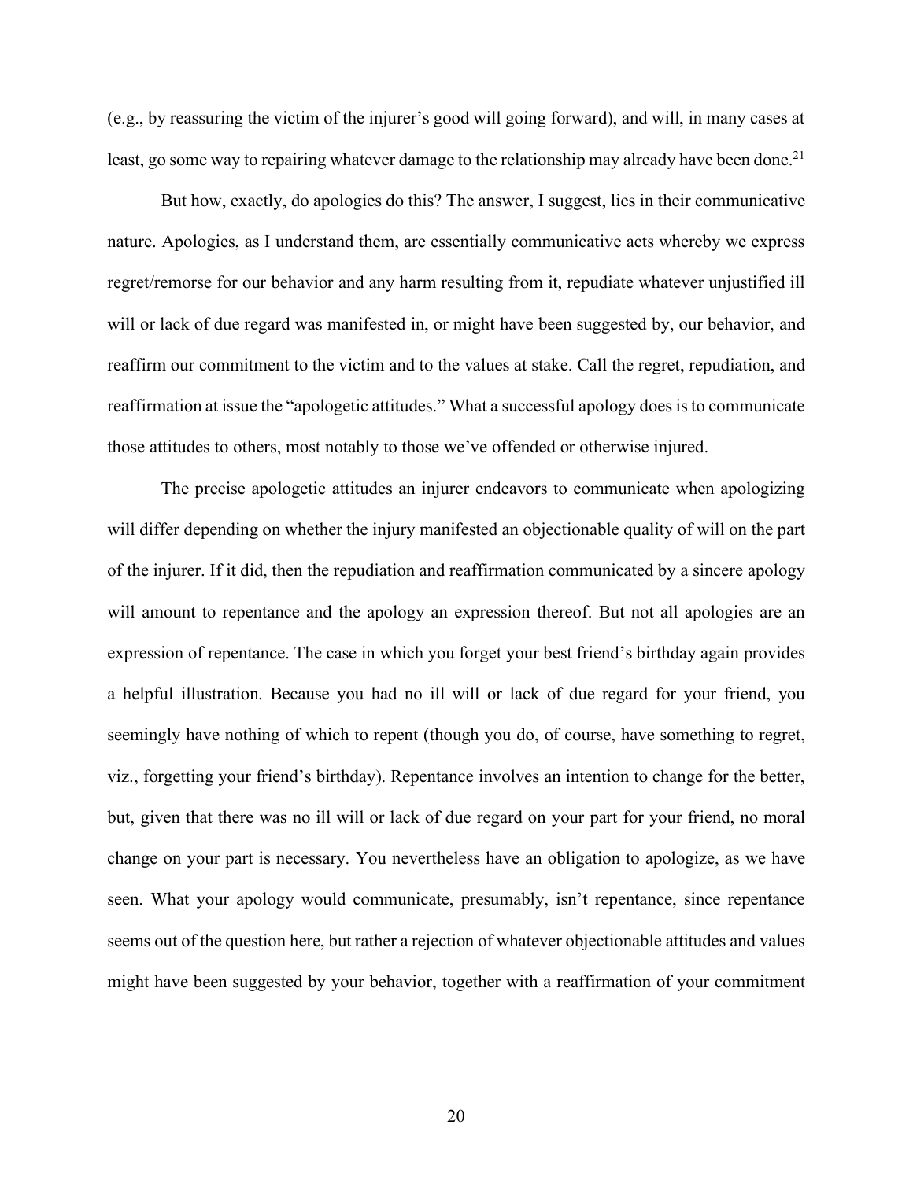(e.g., by reassuring the victim of the injurer's good will going forward), and will, in many cases at least, go some way to repairing whatever damage to the relationship may already have been done.[21]

But how, exactly, do apologies do this? The answer, I suggest, lies in their communicative nature. Apologies, as I understand them, are essentially communicative acts whereby we express regret/remorse for our behavior and any harm resulting from it, repudiate whatever unjustified ill will or lack of due regard was manifested in, or might have been suggested by, our behavior, and reaffirm our commitment to the victim and to the values at stake. Call the regret, repudiation, and reaffirmation at issue the "apologetic attitudes." What a successful apology does is to communicate those attitudes to others, most notably to those we've offended or otherwise injured.

The precise apologetic attitudes an injurer endeavors to communicate when apologizing will differ depending on whether the injury manifested an objectionable quality of will on the part of the injurer. If it did, then the repudiation and reaffirmation communicated by a sincere apology will amount to repentance and the apology an expression thereof. But not all apologies are an expression of repentance. The case in which you forget your best friend's birthday again provides a helpful illustration. Because you had no ill will or lack of due regard for your friend, you seemingly have nothing of which to repent (though you do, of course, have something to regret, viz., forgetting your friend's birthday). Repentance involves an intention to change for the better, but, given that there was no ill will or lack of due regard on your part for your friend, no moral change on your part is necessary. You nevertheless have an obligation to apologize, as we have seen. What your apology would communicate, presumably, isn't repentance, since repentance seems out of the question here, but rather a rejection of whatever objectionable attitudes and values might have been suggested by your behavior, together with a reaffirmation of your commitment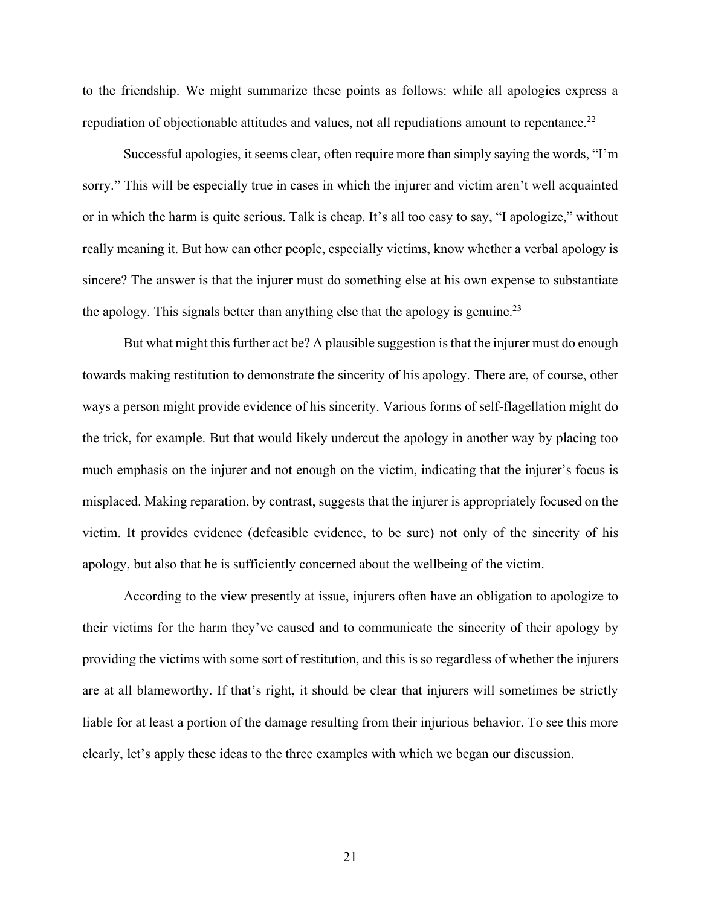to the friendship. We might summarize these points as follows: while all apologies express a repudiation of objectionable attitudes and values, not all repudiations amount to repentance.[22]

Successful apologies, it seems clear, often require more than simply saying the words, "I'm sorry." This will be especially true in cases in which the injurer and victim aren't well acquainted or in which the harm is quite serious. Talk is cheap. It's all too easy to say, "I apologize," without really meaning it. But how can other people, especially victims, know whether a verbal apology is sincere? The answer is that the injurer must do something else at his own expense to substantiate the apology. This signals better than anything else that the apology is genuine.[23]

But what might this further act be? A plausible suggestion is that the injurer must do enough towards making restitution to demonstrate the sincerity of his apology. There are, of course, other ways a person might provide evidence of his sincerity. Various forms of self-flagellation might do the trick, for example. But that would likely undercut the apology in another way by placing too much emphasis on the injurer and not enough on the victim, indicating that the injurer's focus is misplaced. Making reparation, by contrast, suggests that the injurer is appropriately focused on the victim. It provides evidence (defeasible evidence, to be sure) not only of the sincerity of his apology, but also that he is sufficiently concerned about the wellbeing of the victim.

According to the view presently at issue, injurers often have an obligation to apologize to their victims for the harm they've caused and to communicate the sincerity of their apology by providing the victims with some sort of restitution, and this is so regardless of whether the injurers are at all blameworthy. If that's right, it should be clear that injurers will sometimes be strictly liable for at least a portion of the damage resulting from their injurious behavior. To see this more clearly, let's apply these ideas to the three examples with which we began our discussion.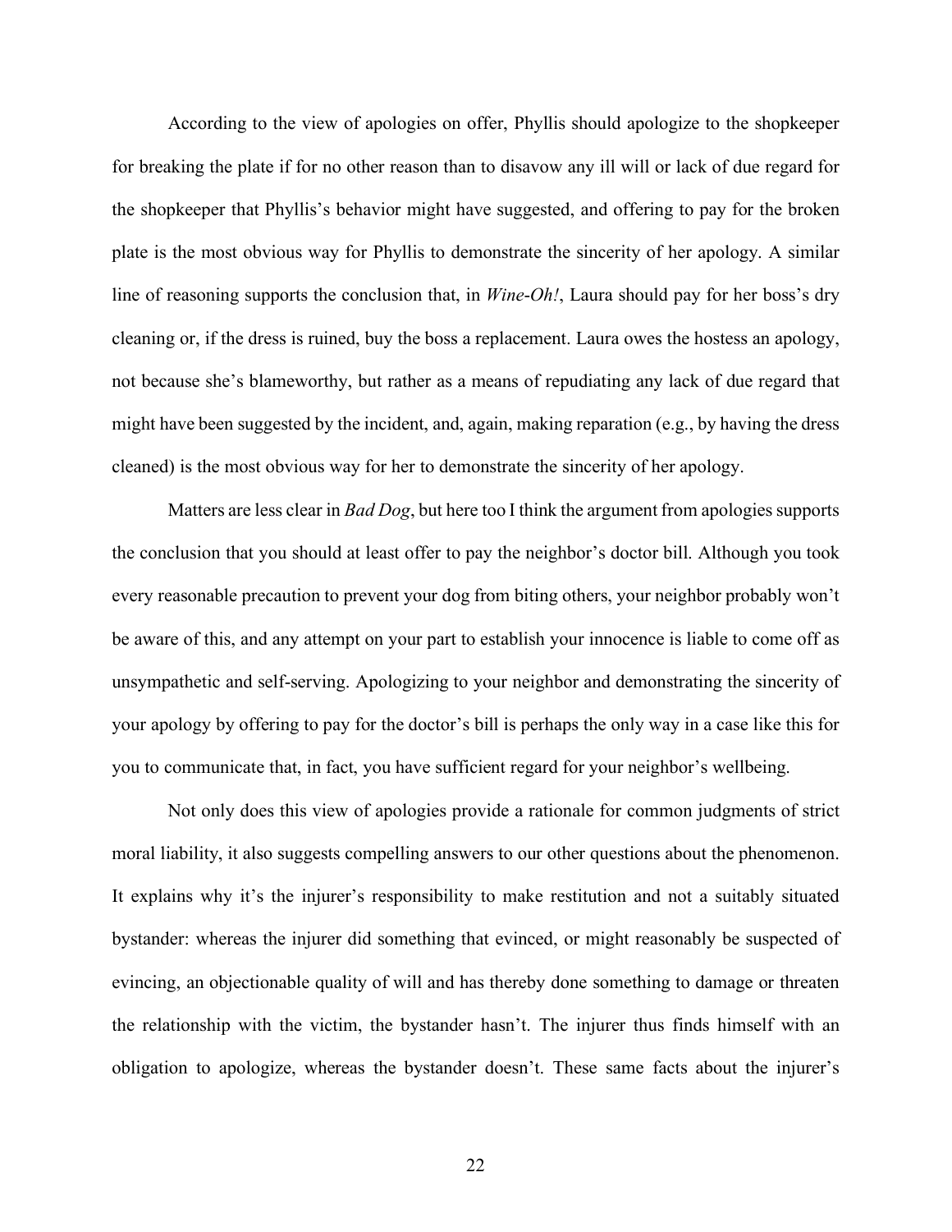According to the view of apologies on offer, Phyllis should apologize to the shopkeeper for breaking the plate if for no other reason than to disavow any ill will or lack of due regard for the shopkeeper that Phyllis's behavior might have suggested, and offering to pay for the broken plate is the most obvious way for Phyllis to demonstrate the sincerity of her apology. A similar line of reasoning supports the conclusion that, in *Wine-Oh!*, Laura should pay for her boss's dry cleaning or, if the dress is ruined, buy the boss a replacement. Laura owes the hostess an apology, not because she's blameworthy, but rather as a means of repudiating any lack of due regard that might have been suggested by the incident, and, again, making reparation (e.g., by having the dress cleaned) is the most obvious way for her to demonstrate the sincerity of her apology.

Matters are less clear in *Bad Dog*, but here too I think the argument from apologies supports the conclusion that you should at least offer to pay the neighbor's doctor bill. Although you took every reasonable precaution to prevent your dog from biting others, your neighbor probably won't be aware of this, and any attempt on your part to establish your innocence is liable to come off as unsympathetic and self-serving. Apologizing to your neighbor and demonstrating the sincerity of your apology by offering to pay for the doctor's bill is perhaps the only way in a case like this for you to communicate that, in fact, you have sufficient regard for your neighbor's wellbeing.

Not only does this view of apologies provide a rationale for common judgments of strict moral liability, it also suggests compelling answers to our other questions about the phenomenon. It explains why it's the injurer's responsibility to make restitution and not a suitably situated bystander: whereas the injurer did something that evinced, or might reasonably be suspected of evincing, an objectionable quality of will and has thereby done something to damage or threaten the relationship with the victim, the bystander hasn't. The injurer thus finds himself with an obligation to apologize, whereas the bystander doesn't. These same facts about the injurer's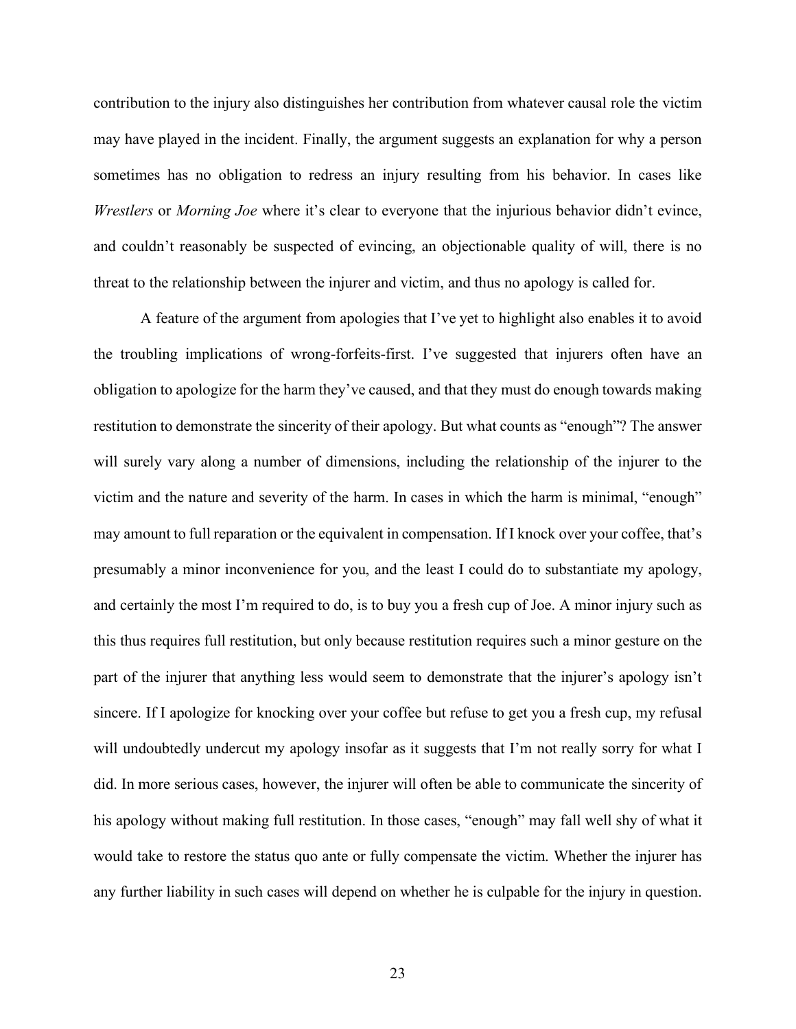contribution to the injury also distinguishes her contribution from whatever causal role the victim may have played in the incident. Finally, the argument suggests an explanation for why a person sometimes has no obligation to redress an injury resulting from his behavior. In cases like *Wrestlers* or *Morning Joe* where it's clear to everyone that the injurious behavior didn't evince, and couldn't reasonably be suspected of evincing, an objectionable quality of will, there is no threat to the relationship between the injurer and victim, and thus no apology is called for.

A feature of the argument from apologies that I've yet to highlight also enables it to avoid the troubling implications of wrong-forfeits-first. I've suggested that injurers often have an obligation to apologize for the harm they've caused, and that they must do enough towards making restitution to demonstrate the sincerity of their apology. But what counts as "enough"? The answer will surely vary along a number of dimensions, including the relationship of the injurer to the victim and the nature and severity of the harm. In cases in which the harm is minimal, "enough" may amount to full reparation or the equivalent in compensation. If I knock over your coffee, that's presumably a minor inconvenience for you, and the least I could do to substantiate my apology, and certainly the most I'm required to do, is to buy you a fresh cup of Joe. A minor injury such as this thus requires full restitution, but only because restitution requires such a minor gesture on the part of the injurer that anything less would seem to demonstrate that the injurer's apology isn't sincere. If I apologize for knocking over your coffee but refuse to get you a fresh cup, my refusal will undoubtedly undercut my apology insofar as it suggests that I'm not really sorry for what I did. In more serious cases, however, the injurer will often be able to communicate the sincerity of his apology without making full restitution. In those cases, "enough" may fall well shy of what it would take to restore the status quo ante or fully compensate the victim. Whether the injurer has any further liability in such cases will depend on whether he is culpable for the injury in question.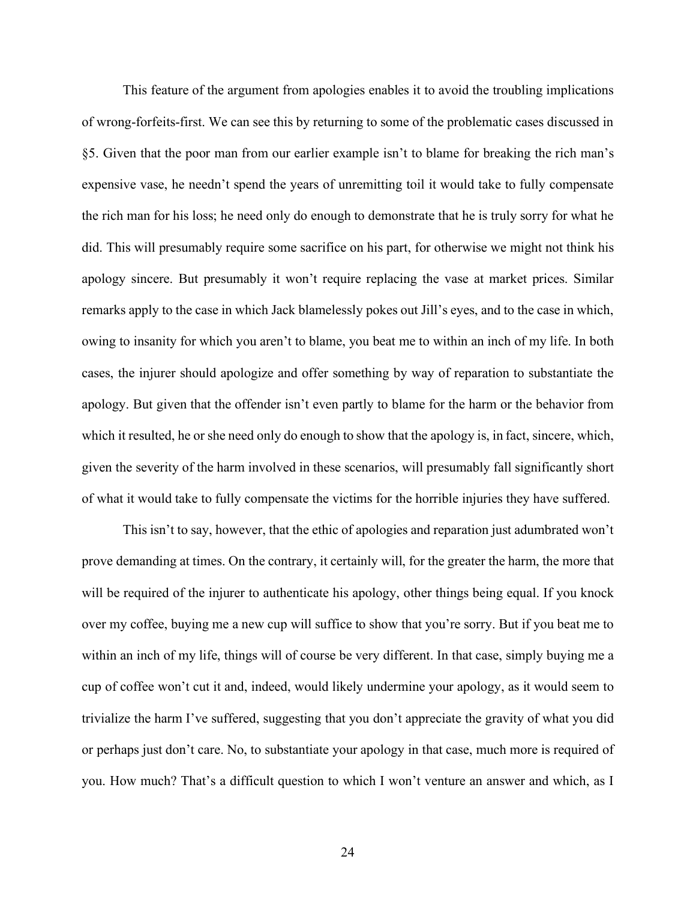This feature of the argument from apologies enables it to avoid the troubling implications of wrong-forfeits-first. We can see this by returning to some of the problematic cases discussed in §5. Given that the poor man from our earlier example isn't to blame for breaking the rich man's expensive vase, he needn't spend the years of unremitting toil it would take to fully compensate the rich man for his loss; he need only do enough to demonstrate that he is truly sorry for what he did. This will presumably require some sacrifice on his part, for otherwise we might not think his apology sincere. But presumably it won't require replacing the vase at market prices. Similar remarks apply to the case in which Jack blamelessly pokes out Jill's eyes, and to the case in which, owing to insanity for which you aren't to blame, you beat me to within an inch of my life. In both cases, the injurer should apologize and offer something by way of reparation to substantiate the apology. But given that the offender isn't even partly to blame for the harm or the behavior from which it resulted, he or she need only do enough to show that the apology is, in fact, sincere, which, given the severity of the harm involved in these scenarios, will presumably fall significantly short of what it would take to fully compensate the victims for the horrible injuries they have suffered.

This isn't to say, however, that the ethic of apologies and reparation just adumbrated won't prove demanding at times. On the contrary, it certainly will, for the greater the harm, the more that will be required of the injurer to authenticate his apology, other things being equal. If you knock over my coffee, buying me a new cup will suffice to show that you're sorry. But if you beat me to within an inch of my life, things will of course be very different. In that case, simply buying me a cup of coffee won't cut it and, indeed, would likely undermine your apology, as it would seem to trivialize the harm I've suffered, suggesting that you don't appreciate the gravity of what you did or perhaps just don't care. No, to substantiate your apology in that case, much more is required of you. How much? That's a difficult question to which I won't venture an answer and which, as I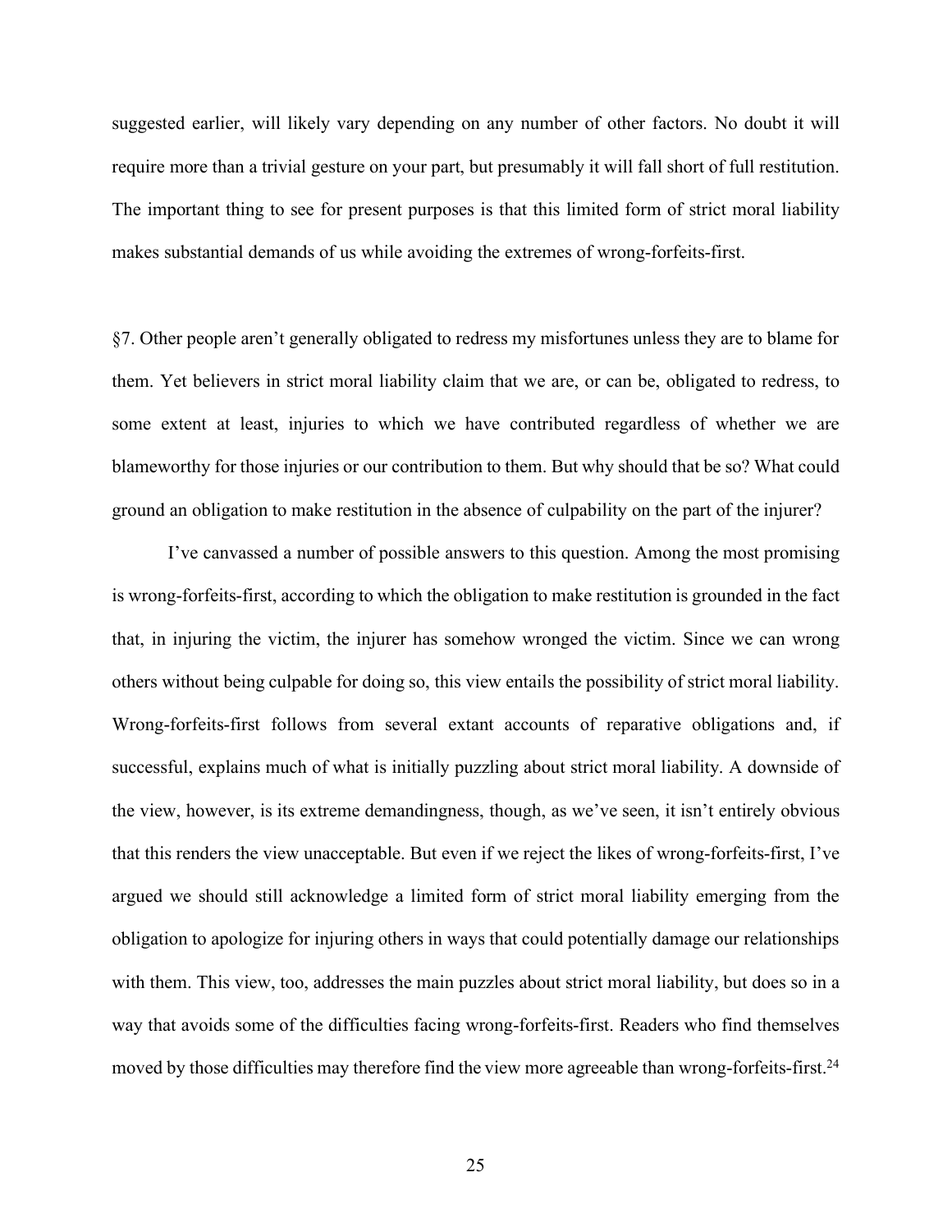suggested earlier, will likely vary depending on any number of other factors. No doubt it will require more than a trivial gesture on your part, but presumably it will fall short of full restitution. The important thing to see for present purposes is that this limited form of strict moral liability makes substantial demands of us while avoiding the extremes of wrong-forfeits-first.

§7. Other people aren't generally obligated to redress my misfortunes unless they are to blame for them. Yet believers in strict moral liability claim that we are, or can be, obligated to redress, to some extent at least, injuries to which we have contributed regardless of whether we are blameworthy for those injuries or our contribution to them. But why should that be so? What could ground an obligation to make restitution in the absence of culpability on the part of the injurer?

I've canvassed a number of possible answers to this question. Among the most promising is wrong-forfeits-first, according to which the obligation to make restitution is grounded in the fact that, in injuring the victim, the injurer has somehow wronged the victim. Since we can wrong others without being culpable for doing so, this view entails the possibility of strict moral liability. Wrong-forfeits-first follows from several extant accounts of reparative obligations and, if successful, explains much of what is initially puzzling about strict moral liability. A downside of the view, however, is its extreme demandingness, though, as we've seen, it isn't entirely obvious that this renders the view unacceptable. But even if we reject the likes of wrong-forfeits-first, I've argued we should still acknowledge a limited form of strict moral liability emerging from the obligation to apologize for injuring others in ways that could potentially damage our relationships with them. This view, too, addresses the main puzzles about strict moral liability, but does so in a way that avoids some of the difficulties facing wrong-forfeits-first. Readers who find themselves moved by those difficulties may therefore find the view more agreeable than wrong-forfeits-first.[24]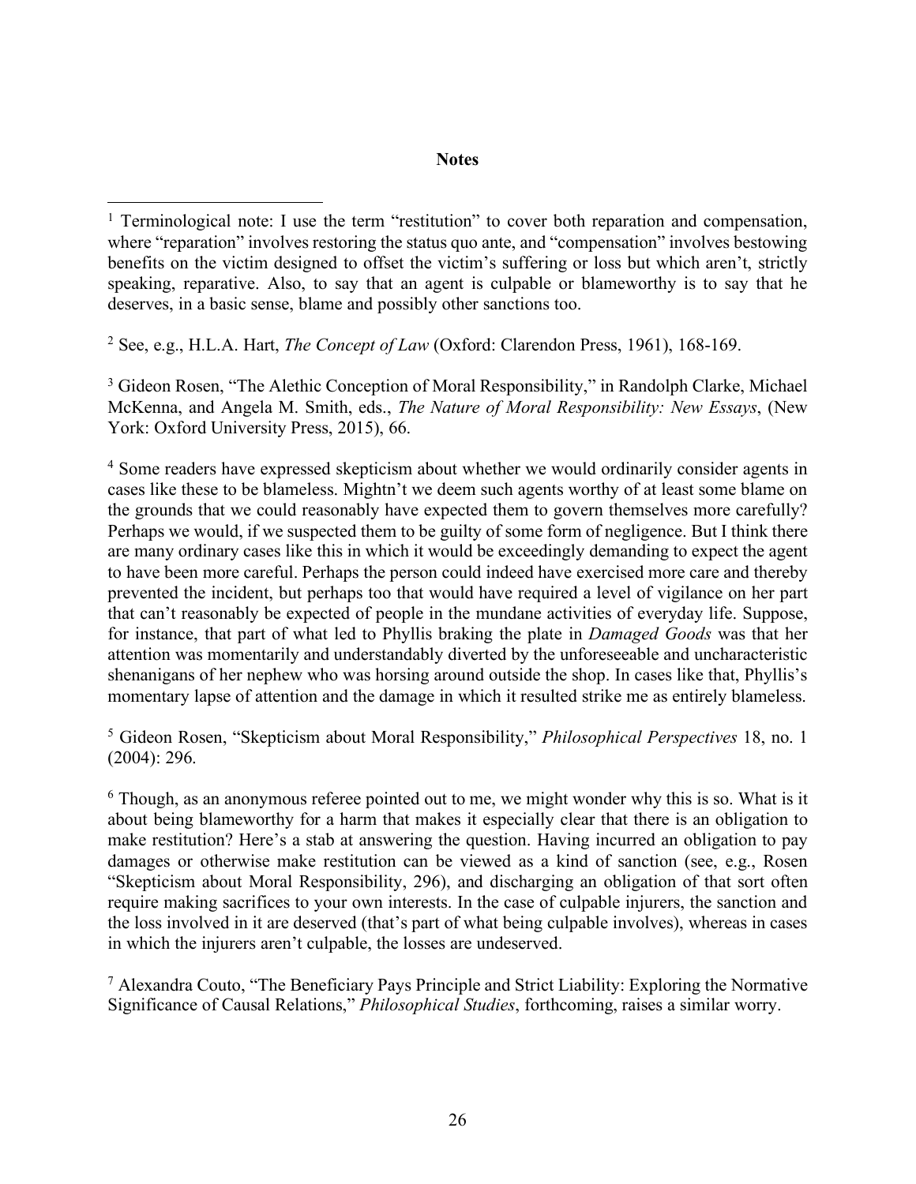**Notes**

[1] Terminological note: I use the term "restitution" to cover both reparation and compensation, where "reparation" involves restoring the status quo ante, and "compensation" involves bestowing benefits on the victim designed to offset the victim's suffering or loss but which aren't, strictly speaking, reparative. Also, to say that an agent is culpable or blameworthy is to say that he deserves, in a basic sense, blame and possibly other sanctions too.

[2] See, e.g., H.L.A. Hart, *The Concept of Law* (Oxford: Clarendon Press, 1961), 168-169.

[3] Gideon Rosen, "The Alethic Conception of Moral Responsibility," in Randolph Clarke, Michael McKenna, and Angela M. Smith, eds., *The Nature of Moral Responsibility: New Essays*, (New York: Oxford University Press, 2015), 66.

[4] Some readers have expressed skepticism about whether we would ordinarily consider agents in cases like these to be blameless. Mightn't we deem such agents worthy of at least some blame on the grounds that we could reasonably have expected them to govern themselves more carefully? Perhaps we would, if we suspected them to be guilty of some form of negligence. But I think there are many ordinary cases like this in which it would be exceedingly demanding to expect the agent to have been more careful. Perhaps the person could indeed have exercised more care and thereby prevented the incident, but perhaps too that would have required a level of vigilance on her part that can't reasonably be expected of people in the mundane activities of everyday life. Suppose, for instance, that part of what led to Phyllis braking the plate in *Damaged Goods* was that her attention was momentarily and understandably diverted by the unforeseeable and uncharacteristic shenanigans of her nephew who was horsing around outside the shop. In cases like that, Phyllis's momentary lapse of attention and the damage in which it resulted strike me as entirely blameless.

[5] Gideon Rosen, "Skepticism about Moral Responsibility," *Philosophical Perspectives* 18, no. 1 (2004): 296.

[6] Though, as an anonymous referee pointed out to me, we might wonder why this is so. What is it about being blameworthy for a harm that makes it especially clear that there is an obligation to make restitution? Here's a stab at answering the question. Having incurred an obligation to pay damages or otherwise make restitution can be viewed as a kind of sanction (see, e.g., Rosen "Skepticism about Moral Responsibility, 296), and discharging an obligation of that sort often require making sacrifices to your own interests. In the case of culpable injurers, the sanction and the loss involved in it are deserved (that's part of what being culpable involves), whereas in cases in which the injurers aren't culpable, the losses are undeserved.

[7] Alexandra Couto, "The Beneficiary Pays Principle and Strict Liability: Exploring the Normative Significance of Causal Relations," *Philosophical Studies*, forthcoming, raises a similar worry.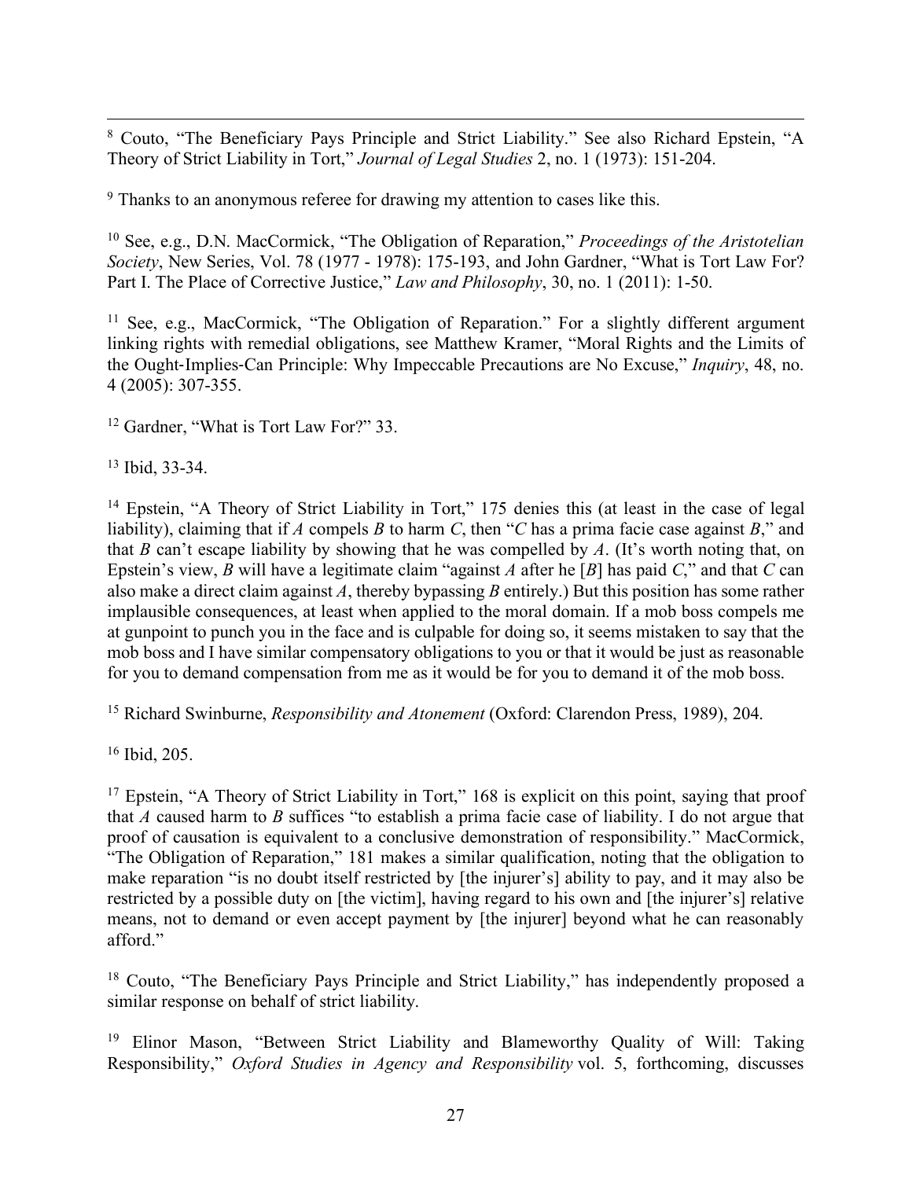[8] Couto, "The Beneficiary Pays Principle and Strict Liability." See also Richard Epstein, "A Theory of Strict Liability in Tort," *Journal of Legal Studies* 2, no. 1 (1973): 151-204.

[9] Thanks to an anonymous referee for drawing my attention to cases like this.

[10] See, e.g., D.N. MacCormick, "The Obligation of Reparation," *Proceedings of the Aristotelian Society*, New Series, Vol. 78 (1977 - 1978): 175-193, and John Gardner, "What is Tort Law For? Part I. The Place of Corrective Justice," *Law and Philosophy*, 30, no. 1 (2011): 1-50.

[11] See, e.g., MacCormick, "The Obligation of Reparation." For a slightly different argument linking rights with remedial obligations, see Matthew Kramer, "Moral Rights and the Limits of the Ought-Implies-Can Principle: Why Impeccable Precautions are No Excuse," *Inquiry*, 48, no. 4 (2005): 307-355.

[12] Gardner, "What is Tort Law For?" 33.

[13] Ibid, 33-34.

[14] Epstein, "A Theory of Strict Liability in Tort," 175 denies this (at least in the case of legal liability), claiming that if *A* compels *B* to harm *C*, then "*C* has a prima facie case against *B*," and that *B* can't escape liability by showing that he was compelled by *A*. (It's worth noting that, on Epstein's view, *B* will have a legitimate claim "against *A* after he [*B*] has paid *C*," and that *C* can also make a direct claim against *A*, thereby bypassing *B* entirely.) But this position has some rather implausible consequences, at least when applied to the moral domain. If a mob boss compels me at gunpoint to punch you in the face and is culpable for doing so, it seems mistaken to say that the mob boss and I have similar compensatory obligations to you or that it would be just as reasonable for you to demand compensation from me as it would be for you to demand it of the mob boss.

[15] Richard Swinburne, *Responsibility and Atonement* (Oxford: Clarendon Press, 1989), 204.

[16] Ibid, 205.

[17] Epstein, "A Theory of Strict Liability in Tort," 168 is explicit on this point, saying that proof that *A* caused harm to *B* suffices "to establish a prima facie case of liability. I do not argue that proof of causation is equivalent to a conclusive demonstration of responsibility." MacCormick, "The Obligation of Reparation," 181 makes a similar qualification, noting that the obligation to make reparation "is no doubt itself restricted by [the injurer's] ability to pay, and it may also be restricted by a possible duty on [the victim], having regard to his own and [the injurer's] relative means, not to demand or even accept payment by [the injurer] beyond what he can reasonably afford."

[18] Couto, "The Beneficiary Pays Principle and Strict Liability," has independently proposed a similar response on behalf of strict liability.

[19] Elinor Mason, "Between Strict Liability and Blameworthy Quality of Will: Taking Responsibility," *Oxford Studies in Agency and Responsibility* vol. 5, forthcoming, discusses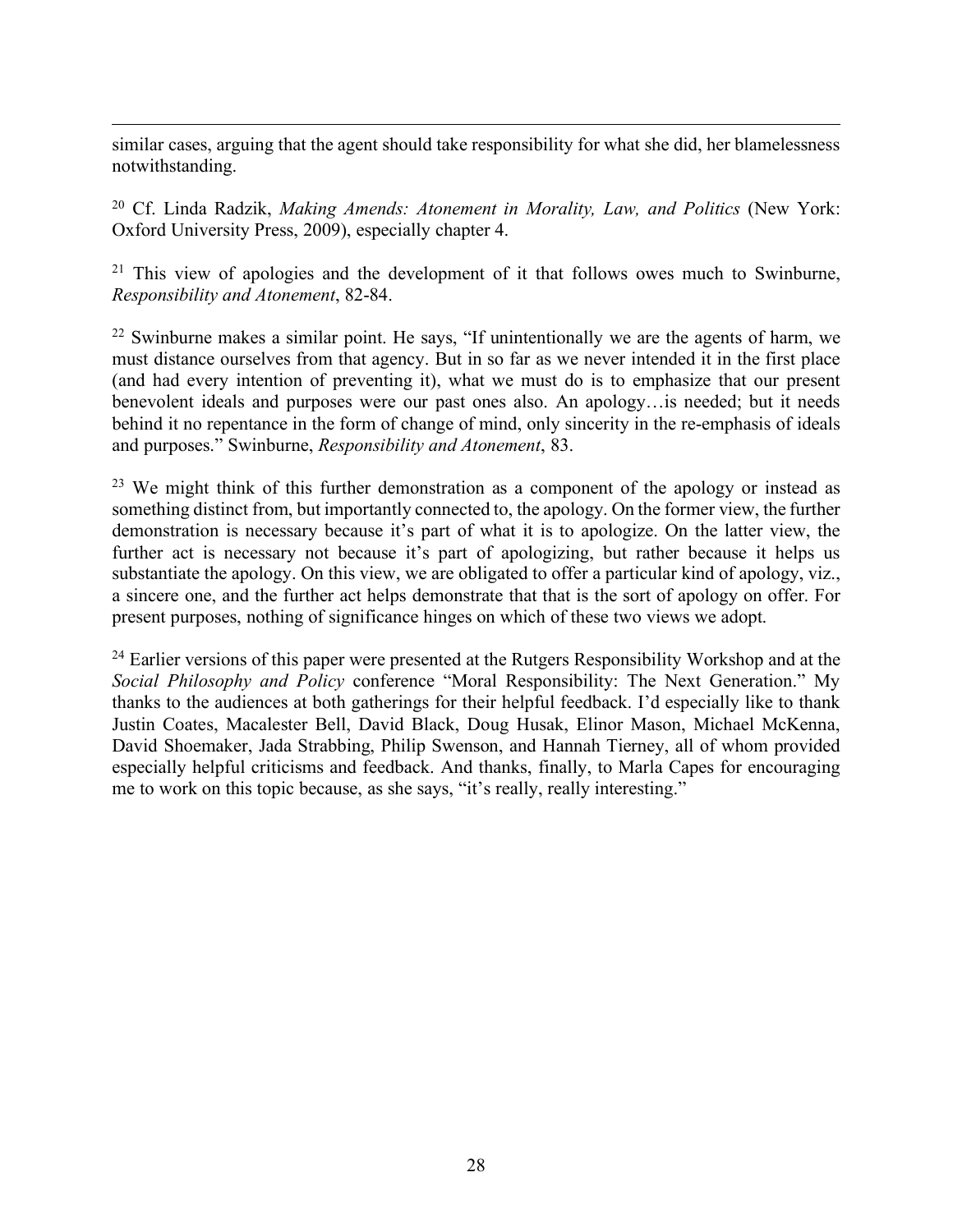similar cases, arguing that the agent should take responsibility for what she did, her blamelessness notwithstanding.

[20] Cf. Linda Radzik, *Making Amends: Atonement in Morality, Law, and Politics* (New York: Oxford University Press, 2009), especially chapter 4.

[21] This view of apologies and the development of it that follows owes much to Swinburne, *Responsibility and Atonement*, 82-84.

[22] Swinburne makes a similar point. He says, "If unintentionally we are the agents of harm, we must distance ourselves from that agency. But in so far as we never intended it in the first place (and had every intention of preventing it), what we must do is to emphasize that our present benevolent ideals and purposes were our past ones also. An apology…is needed; but it needs behind it no repentance in the form of change of mind, only sincerity in the re-emphasis of ideals and purposes." Swinburne, *Responsibility and Atonement*, 83.

[23] We might think of this further demonstration as a component of the apology or instead as something distinct from, but importantly connected to, the apology. On the former view, the further demonstration is necessary because it's part of what it is to apologize. On the latter view, the further act is necessary not because it's part of apologizing, but rather because it helps us substantiate the apology. On this view, we are obligated to offer a particular kind of apology, viz., a sincere one, and the further act helps demonstrate that that is the sort of apology on offer. For present purposes, nothing of significance hinges on which of these two views we adopt.

[24] Earlier versions of this paper were presented at the Rutgers Responsibility Workshop and at the *Social Philosophy and Policy* conference "Moral Responsibility: The Next Generation." My thanks to the audiences at both gatherings for their helpful feedback. I'd especially like to thank Justin Coates, Macalester Bell, David Black, Doug Husak, Elinor Mason, Michael McKenna, David Shoemaker, Jada Strabbing, Philip Swenson, and Hannah Tierney, all of whom provided especially helpful criticisms and feedback. And thanks, finally, to Marla Capes for encouraging me to work on this topic because, as she says, "it's really, really interesting."